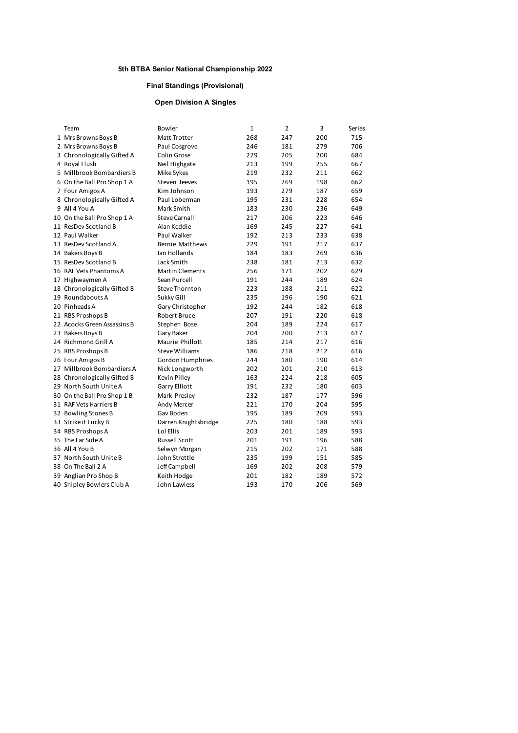### 5th BTBA Senior National Championship 2022

#### Final Standings (Provisional)

#### Open Division A Singles

| | Team | Bowler | 1 | 2 | 3 | Series |
|---|---|---|---|---|---|---|
| 1 | Mrs Browns Boys B | Matt Trotter | 268 | 247 | 200 | 715 |
| 2 | Mrs Browns Boys B | Paul Cosgrove | 246 | 181 | 279 | 706 |
| 3 | Chronologically Gifted A | Colin Grose | 279 | 205 | 200 | 684 |
| 4 | Royal Flush | Neil Highgate | 213 | 199 | 255 | 667 |
| 5 | Millbrook Bombardiers B | Mike Sykes | 219 | 232 | 211 | 662 |
| 6 | On the Ball Pro Shop 1 A | Steven Jeeves | 195 | 269 | 198 | 662 |
| 7 | Four Amigos A | Kim Johnson | 193 | 279 | 187 | 659 |
| 8 | Chronologically Gifted A | Paul Loberman | 195 | 231 | 228 | 654 |
| 9 | All 4 You A | Mark Smith | 183 | 230 | 236 | 649 |
| 10 | On the Ball Pro Shop 1 A | Steve Carnall | 217 | 206 | 223 | 646 |
| 11 | ResDev Scotland B | Alan Keddie | 169 | 245 | 227 | 641 |
| 12 | Paul Walker | Paul Walker | 192 | 213 | 233 | 638 |
| 13 | ResDev Scotland A | Bernie Matthews | 229 | 191 | 217 | 637 |
| 14 | Bakers Boys B | Ian Hollands | 184 | 183 | 269 | 636 |
| 15 | ResDev Scotland B | Jack Smith | 238 | 181 | 213 | 632 |
| 16 | RAF Vets Phantoms A | Martin Clements | 256 | 171 | 202 | 629 |
| 17 | Highwaymen A | Sean Purcell | 191 | 244 | 189 | 624 |
| 18 | Chronologically Gifted B | Steve Thornton | 223 | 188 | 211 | 622 |
| 19 | Roundabouts A | Sukky Gill | 235 | 196 | 190 | 621 |
| 20 | Pinheads A | Gary Christopher | 192 | 244 | 182 | 618 |
| 21 | RBS Proshops B | Robert Bruce | 207 | 191 | 220 | 618 |
| 22 | Acocks Green Assassins B | Stephen Bose | 204 | 189 | 224 | 617 |
| 23 | Bakers Boys B | Gary Baker | 204 | 200 | 213 | 617 |
| 24 | Richmond Grill A | Maurie Phillott | 185 | 214 | 217 | 616 |
| 25 | RBS Proshops B | Steve Williams | 186 | 218 | 212 | 616 |
| 26 | Four Amigos B | Gordon Humphries | 244 | 180 | 190 | 614 |
| 27 | Millbrook Bombardiers A | Nick Longworth | 202 | 201 | 210 | 613 |
| 28 | Chronologically Gifted B | Kevin Pilley | 163 | 224 | 218 | 605 |
| 29 | North South Unite A | Garry Elliott | 191 | 232 | 180 | 603 |
| 30 | On the Ball Pro Shop 1 B | Mark Presley | 232 | 187 | 177 | 596 |
| 31 | RAF Vets Harriers B | Andy Mercer | 221 | 170 | 204 | 595 |
| 32 | Bowling Stones B | Gav Boden | 195 | 189 | 209 | 593 |
| 33 | Strike it Lucky B | Darren Knightsbridge | 225 | 180 | 188 | 593 |
| 34 | RBS Proshops A | Lol Ellis | 203 | 201 | 189 | 593 |
| 35 | The Far Side A | Russell Scott | 201 | 191 | 196 | 588 |
| 36 | All 4 You B | Selwyn Morgan | 215 | 202 | 171 | 588 |
| 37 | North South Unite B | John Strettle | 235 | 199 | 151 | 585 |
| 38 | On The Ball 2 A | Jeff Campbell | 169 | 202 | 208 | 579 |
| 39 | Anglian Pro Shop B | Keith Hodge | 201 | 182 | 189 | 572 |
| 40 | Shipley Bowlers Club A | John Lawless | 193 | 170 | 206 | 569 |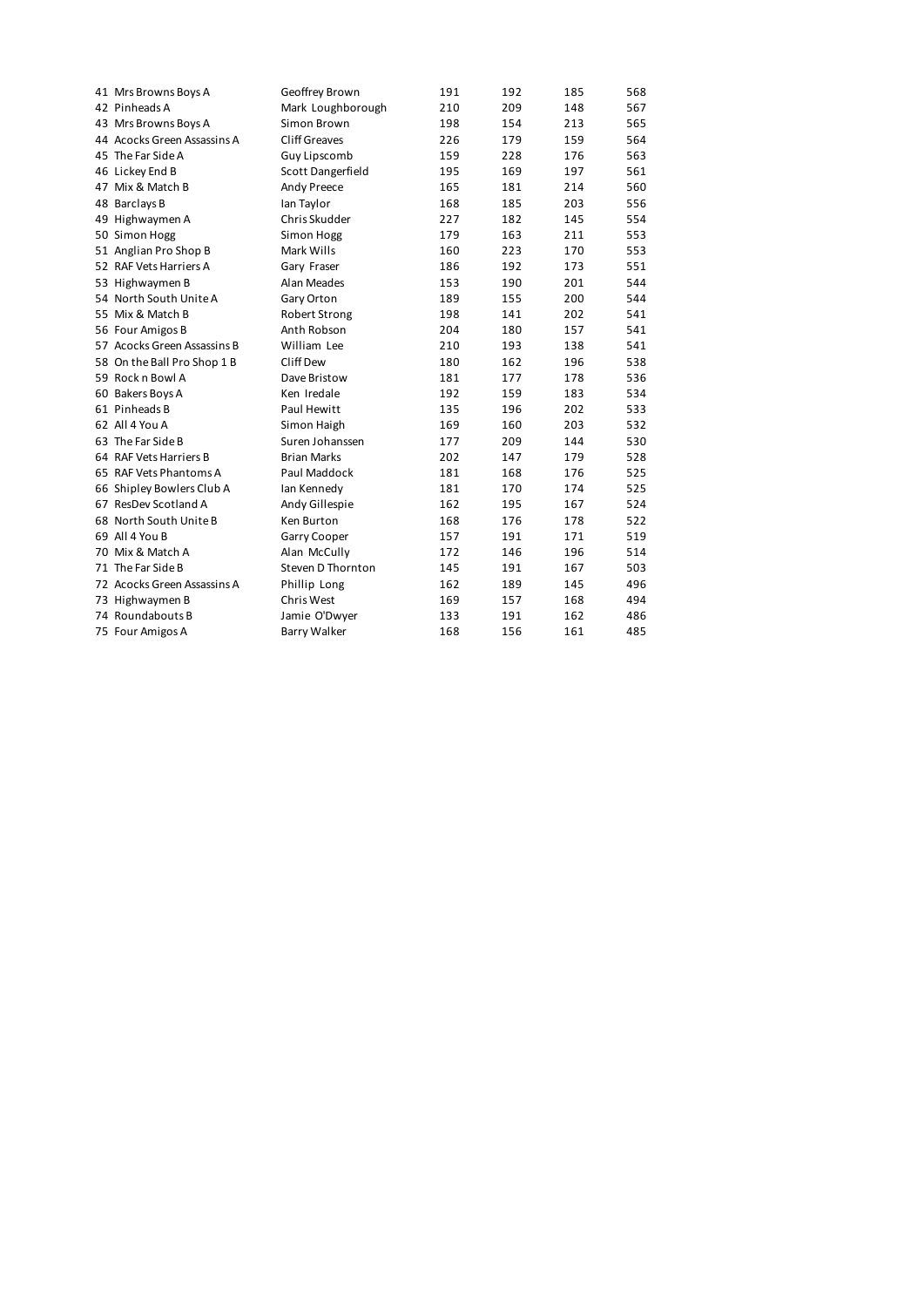| | | | | | |
|---|---|---|---|---|---|
| 41 | Mrs Browns Boys A | Geoffrey Brown | 191 | 192 | 185 | 568 |
| 42 | Pinheads A | Mark Loughborough | 210 | 209 | 148 | 567 |
| 43 | Mrs Browns Boys A | Simon Brown | 198 | 154 | 213 | 565 |
| 44 | Acocks Green Assassins A | Cliff Greaves | 226 | 179 | 159 | 564 |
| 45 | The Far Side A | Guy Lipscomb | 159 | 228 | 176 | 563 |
| 46 | Lickey End B | Scott Dangerfield | 195 | 169 | 197 | 561 |
| 47 | Mix & Match B | Andy Preece | 165 | 181 | 214 | 560 |
| 48 | Barclays B | Ian Taylor | 168 | 185 | 203 | 556 |
| 49 | Highwaymen A | Chris Skudder | 227 | 182 | 145 | 554 |
| 50 | Simon Hogg | Simon Hogg | 179 | 163 | 211 | 553 |
| 51 | Anglian Pro Shop B | Mark Wills | 160 | 223 | 170 | 553 |
| 52 | RAF Vets Harriers A | Gary Fraser | 186 | 192 | 173 | 551 |
| 53 | Highwaymen B | Alan Meades | 153 | 190 | 201 | 544 |
| 54 | North South Unite A | Gary Orton | 189 | 155 | 200 | 544 |
| 55 | Mix & Match B | Robert Strong | 198 | 141 | 202 | 541 |
| 56 | Four Amigos B | Anth Robson | 204 | 180 | 157 | 541 |
| 57 | Acocks Green Assassins B | William Lee | 210 | 193 | 138 | 541 |
| 58 | On the Ball Pro Shop 1 B | Cliff Dew | 180 | 162 | 196 | 538 |
| 59 | Rock n Bowl A | Dave Bristow | 181 | 177 | 178 | 536 |
| 60 | Bakers Boys A | Ken Iredale | 192 | 159 | 183 | 534 |
| 61 | Pinheads B | Paul Hewitt | 135 | 196 | 202 | 533 |
| 62 | All 4 You A | Simon Haigh | 169 | 160 | 203 | 532 |
| 63 | The Far Side B | Suren Johanssen | 177 | 209 | 144 | 530 |
| 64 | RAF Vets Harriers B | Brian Marks | 202 | 147 | 179 | 528 |
| 65 | RAF Vets Phantoms A | Paul Maddock | 181 | 168 | 176 | 525 |
| 66 | Shipley Bowlers Club A | Ian Kennedy | 181 | 170 | 174 | 525 |
| 67 | ResDev Scotland A | Andy Gillespie | 162 | 195 | 167 | 524 |
| 68 | North South Unite B | Ken Burton | 168 | 176 | 178 | 522 |
| 69 | All 4 You B | Garry Cooper | 157 | 191 | 171 | 519 |
| 70 | Mix & Match A | Alan McCully | 172 | 146 | 196 | 514 |
| 71 | The Far Side B | Steven D Thornton | 145 | 191 | 167 | 503 |
| 72 | Acocks Green Assassins A | Phillip Long | 162 | 189 | 145 | 496 |
| 73 | Highwaymen B | Chris West | 169 | 157 | 168 | 494 |
| 74 | Roundabouts B | Jamie O'Dwyer | 133 | 191 | 162 | 486 |
| 75 | Four Amigos A | Barry Walker | 168 | 156 | 161 | 485 |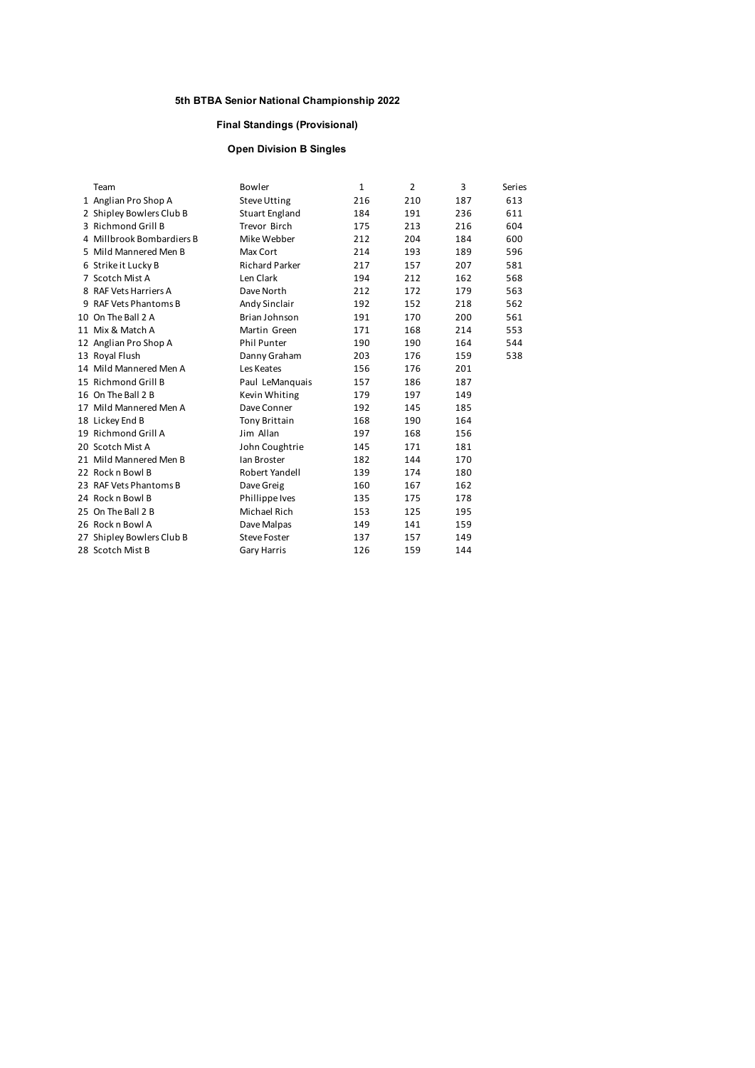**5th BTBA Senior National Championship 2022**

**Final Standings (Provisional)**

**Open Division B Singles**

| | Team | Bowler | 1 | 2 | 3 | Series |
|---|---|---|---|---|---|---|
| 1 | Anglian Pro Shop A | Steve Utting | 216 | 210 | 187 | 613 |
| 2 | Shipley Bowlers Club B | Stuart England | 184 | 191 | 236 | 611 |
| 3 | Richmond Grill B | Trevor Birch | 175 | 213 | 216 | 604 |
| 4 | Millbrook Bombardiers B | Mike Webber | 212 | 204 | 184 | 600 |
| 5 | Mild Mannered Men B | Max Cort | 214 | 193 | 189 | 596 |
| 6 | Strike it Lucky B | Richard Parker | 217 | 157 | 207 | 581 |
| 7 | Scotch Mist A | Len Clark | 194 | 212 | 162 | 568 |
| 8 | RAF Vets Harriers A | Dave North | 212 | 172 | 179 | 563 |
| 9 | RAF Vets Phantoms B | Andy Sinclair | 192 | 152 | 218 | 562 |
| 10 | On The Ball 2 A | Brian Johnson | 191 | 170 | 200 | 561 |
| 11 | Mix & Match A | Martin Green | 171 | 168 | 214 | 553 |
| 12 | Anglian Pro Shop A | Phil Punter | 190 | 190 | 164 | 544 |
| 13 | Royal Flush | Danny Graham | 203 | 176 | 159 | 538 |
| 14 | Mild Mannered Men A | Les Keates | 156 | 176 | 201 | |
| 15 | Richmond Grill B | Paul LeManquais | 157 | 186 | 187 | |
| 16 | On The Ball 2 B | Kevin Whiting | 179 | 197 | 149 | |
| 17 | Mild Mannered Men A | Dave Conner | 192 | 145 | 185 | |
| 18 | Lickey End B | Tony Brittain | 168 | 190 | 164 | |
| 19 | Richmond Grill A | Jim Allan | 197 | 168 | 156 | |
| 20 | Scotch Mist A | John Coughtrie | 145 | 171 | 181 | |
| 21 | Mild Mannered Men B | Ian Broster | 182 | 144 | 170 | |
| 22 | Rock n Bowl B | Robert Yandell | 139 | 174 | 180 | |
| 23 | RAF Vets Phantoms B | Dave Greig | 160 | 167 | 162 | |
| 24 | Rock n Bowl B | Phillippe Ives | 135 | 175 | 178 | |
| 25 | On The Ball 2 B | Michael Rich | 153 | 125 | 195 | |
| 26 | Rock n Bowl A | Dave Malpas | 149 | 141 | 159 | |
| 27 | Shipley Bowlers Club B | Steve Foster | 137 | 157 | 149 | |
| 28 | Scotch Mist B | Gary Harris | 126 | 159 | 144 | |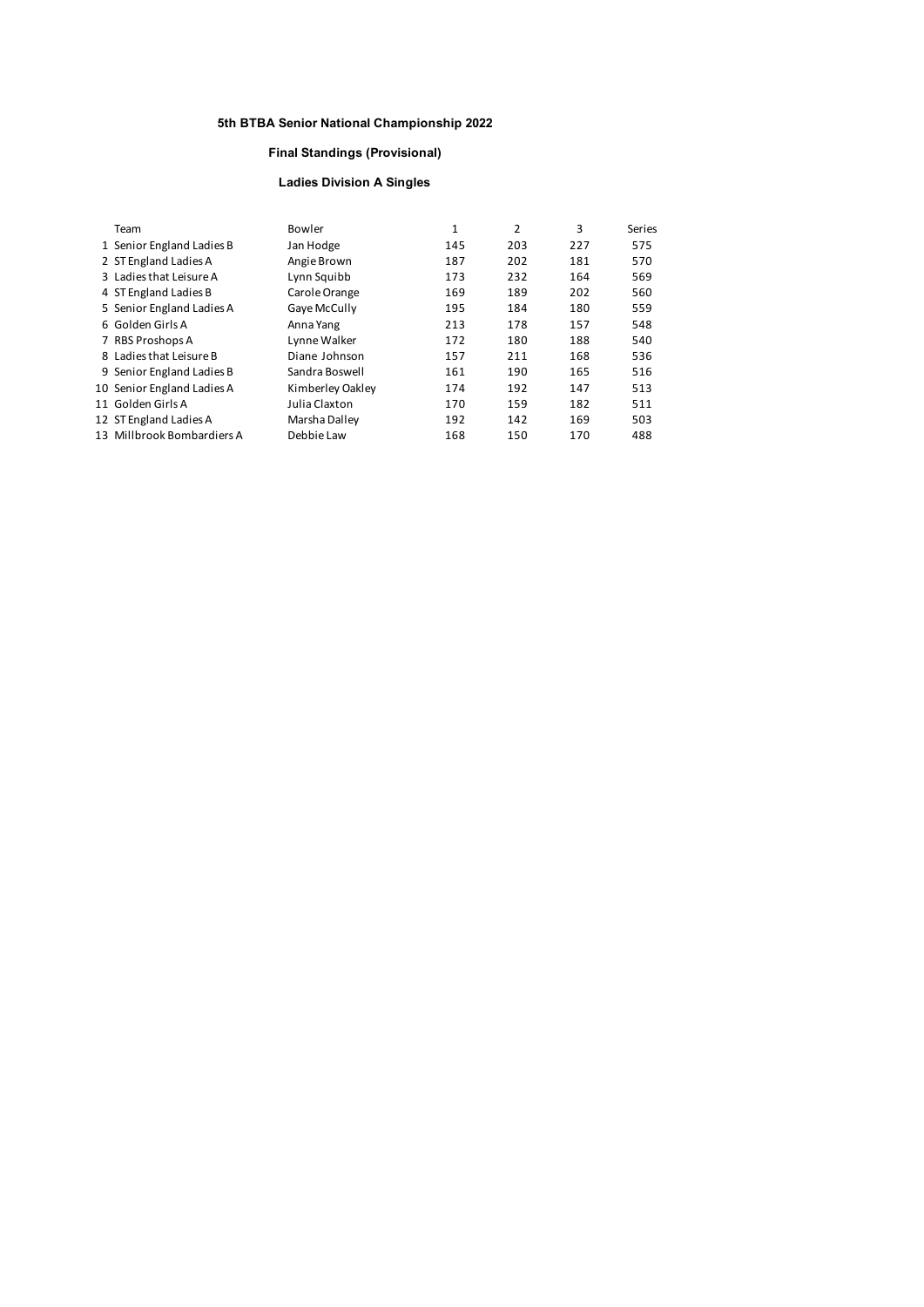# 5th BTBA Senior National Championship 2022

## Final Standings (Provisional)

### Ladies Division A Singles

| | Team | Bowler | 1 | 2 | 3 | Series |
|---|---|---|---|---|---|---|
| 1 | Senior England Ladies B | Jan Hodge | 145 | 203 | 227 | 575 |
| 2 | ST England Ladies A | Angie Brown | 187 | 202 | 181 | 570 |
| 3 | Ladies that Leisure A | Lynn Squibb | 173 | 232 | 164 | 569 |
| 4 | ST England Ladies B | Carole Orange | 169 | 189 | 202 | 560 |
| 5 | Senior England Ladies A | Gaye McCully | 195 | 184 | 180 | 559 |
| 6 | Golden Girls A | Anna Yang | 213 | 178 | 157 | 548 |
| 7 | RBS Proshops A | Lynne Walker | 172 | 180 | 188 | 540 |
| 8 | Ladies that Leisure B | Diane Johnson | 157 | 211 | 168 | 536 |
| 9 | Senior England Ladies B | Sandra Boswell | 161 | 190 | 165 | 516 |
| 10 | Senior England Ladies A | Kimberley Oakley | 174 | 192 | 147 | 513 |
| 11 | Golden Girls A | Julia Claxton | 170 | 159 | 182 | 511 |
| 12 | ST England Ladies A | Marsha Dalley | 192 | 142 | 169 | 503 |
| 13 | Millbrook Bombardiers A | Debbie Law | 168 | 150 | 170 | 488 |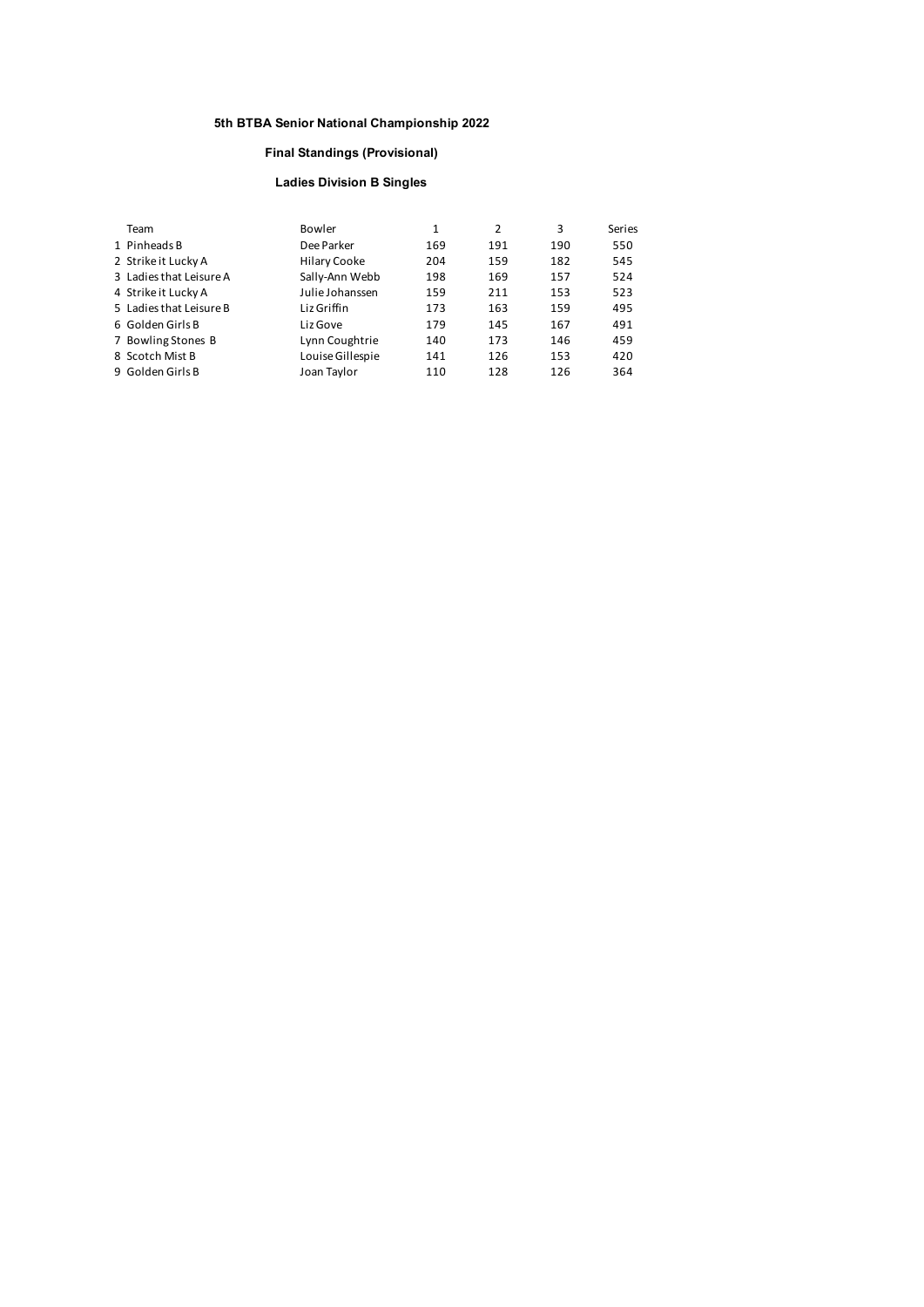**5th BTBA Senior National Championship 2022**

**Final Standings (Provisional)**

**Ladies Division B Singles**

| | Team | Bowler | 1 | 2 | 3 | Series |
|---|---|---|---|---|---|---|
| 1 | Pinheads B | Dee Parker | 169 | 191 | 190 | 550 |
| 2 | Strike it Lucky A | Hilary Cooke | 204 | 159 | 182 | 545 |
| 3 | Ladies that Leisure A | Sally-Ann Webb | 198 | 169 | 157 | 524 |
| 4 | Strike it Lucky A | Julie Johanssen | 159 | 211 | 153 | 523 |
| 5 | Ladies that Leisure B | Liz Griffin | 173 | 163 | 159 | 495 |
| 6 | Golden Girls B | Liz Gove | 179 | 145 | 167 | 491 |
| 7 | Bowling Stones B | Lynn Coughtrie | 140 | 173 | 146 | 459 |
| 8 | Scotch Mist B | Louise Gillespie | 141 | 126 | 153 | 420 |
| 9 | Golden Girls B | Joan Taylor | 110 | 128 | 126 | 364 |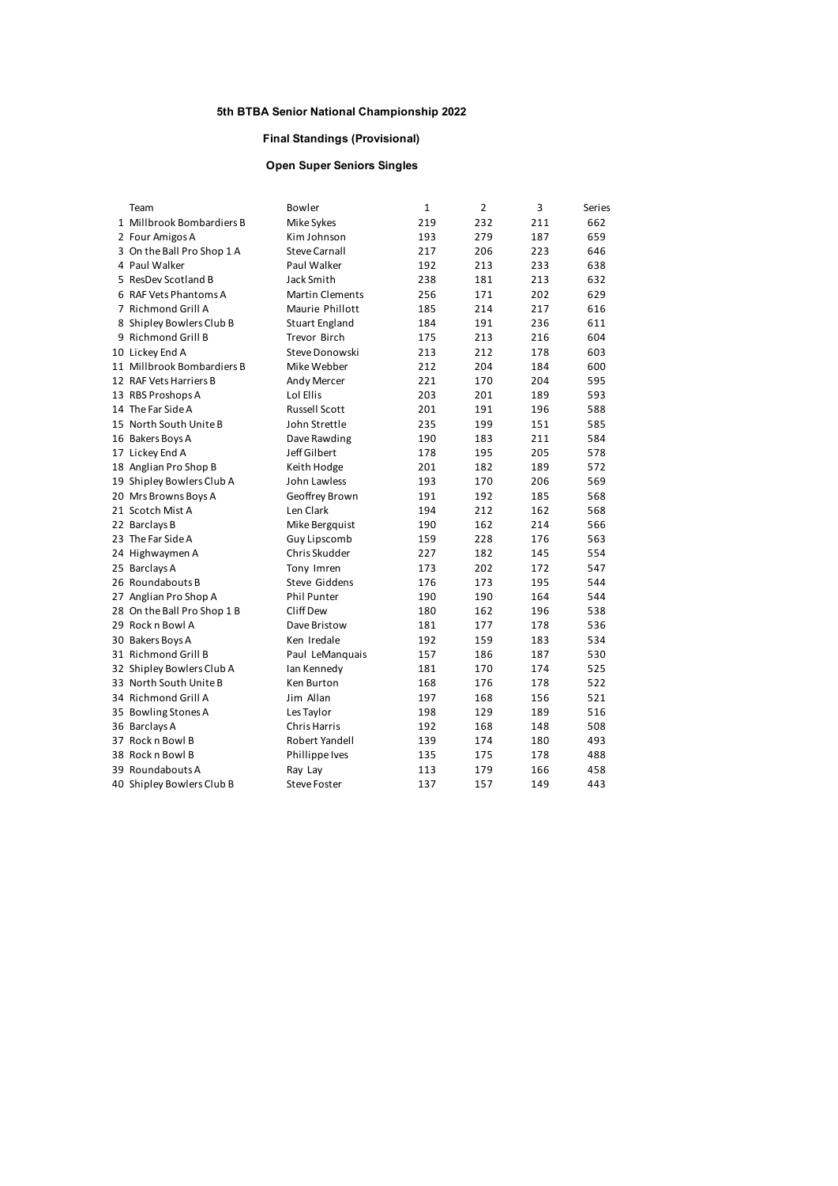# 5th BTBA Senior National Championship 2022

## Final Standings (Provisional)

### Open Super Seniors Singles

| | Team | Bowler | 1 | 2 | 3 | Series |
|---|---|---|---|---|---|---|
| 1 | Millbrook Bombardiers B | Mike Sykes | 219 | 232 | 211 | 662 |
| 2 | Four Amigos A | Kim Johnson | 193 | 279 | 187 | 659 |
| 3 | On the Ball Pro Shop 1 A | Steve Carnall | 217 | 206 | 223 | 646 |
| 4 | Paul Walker | Paul Walker | 192 | 213 | 233 | 638 |
| 5 | ResDev Scotland B | Jack Smith | 238 | 181 | 213 | 632 |
| 6 | RAF Vets Phantoms A | Martin Clements | 256 | 171 | 202 | 629 |
| 7 | Richmond Grill A | Maurie Phillott | 185 | 214 | 217 | 616 |
| 8 | Shipley Bowlers Club B | Stuart England | 184 | 191 | 236 | 611 |
| 9 | Richmond Grill B | Trevor Birch | 175 | 213 | 216 | 604 |
| 10 | Lickey End A | Steve Donowski | 213 | 212 | 178 | 603 |
| 11 | Millbrook Bombardiers B | Mike Webber | 212 | 204 | 184 | 600 |
| 12 | RAF Vets Harriers B | Andy Mercer | 221 | 170 | 204 | 595 |
| 13 | RBS Proshops A | Lol Ellis | 203 | 201 | 189 | 593 |
| 14 | The Far Side A | Russell Scott | 201 | 191 | 196 | 588 |
| 15 | North South Unite B | John Strettle | 235 | 199 | 151 | 585 |
| 16 | Bakers Boys A | Dave Rawding | 190 | 183 | 211 | 584 |
| 17 | Lickey End A | Jeff Gilbert | 178 | 195 | 205 | 578 |
| 18 | Anglian Pro Shop B | Keith Hodge | 201 | 182 | 189 | 572 |
| 19 | Shipley Bowlers Club A | John Lawless | 193 | 170 | 206 | 569 |
| 20 | Mrs Browns Boys A | Geoffrey Brown | 191 | 192 | 185 | 568 |
| 21 | Scotch Mist A | Len Clark | 194 | 212 | 162 | 568 |
| 22 | Barclays B | Mike Bergquist | 190 | 162 | 214 | 566 |
| 23 | The Far Side A | Guy Lipscomb | 159 | 228 | 176 | 563 |
| 24 | Highwaymen A | Chris Skudder | 227 | 182 | 145 | 554 |
| 25 | Barclays A | Tony Imren | 173 | 202 | 172 | 547 |
| 26 | Roundabouts B | Steve Giddens | 176 | 173 | 195 | 544 |
| 27 | Anglian Pro Shop A | Phil Punter | 190 | 190 | 164 | 544 |
| 28 | On the Ball Pro Shop 1 B | Cliff Dew | 180 | 162 | 196 | 538 |
| 29 | Rock n Bowl A | Dave Bristow | 181 | 177 | 178 | 536 |
| 30 | Bakers Boys A | Ken Iredale | 192 | 159 | 183 | 534 |
| 31 | Richmond Grill B | Paul LeManquais | 157 | 186 | 187 | 530 |
| 32 | Shipley Bowlers Club A | Ian Kennedy | 181 | 170 | 174 | 525 |
| 33 | North South Unite B | Ken Burton | 168 | 176 | 178 | 522 |
| 34 | Richmond Grill A | Jim Allan | 197 | 168 | 156 | 521 |
| 35 | Bowling Stones A | Les Taylor | 198 | 129 | 189 | 516 |
| 36 | Barclays A | Chris Harris | 192 | 168 | 148 | 508 |
| 37 | Rock n Bowl B | Robert Yandell | 139 | 174 | 180 | 493 |
| 38 | Rock n Bowl B | Phillippe Ives | 135 | 175 | 178 | 488 |
| 39 | Roundabouts A | Ray Lay | 113 | 179 | 166 | 458 |
| 40 | Shipley Bowlers Club B | Steve Foster | 137 | 157 | 149 | 443 |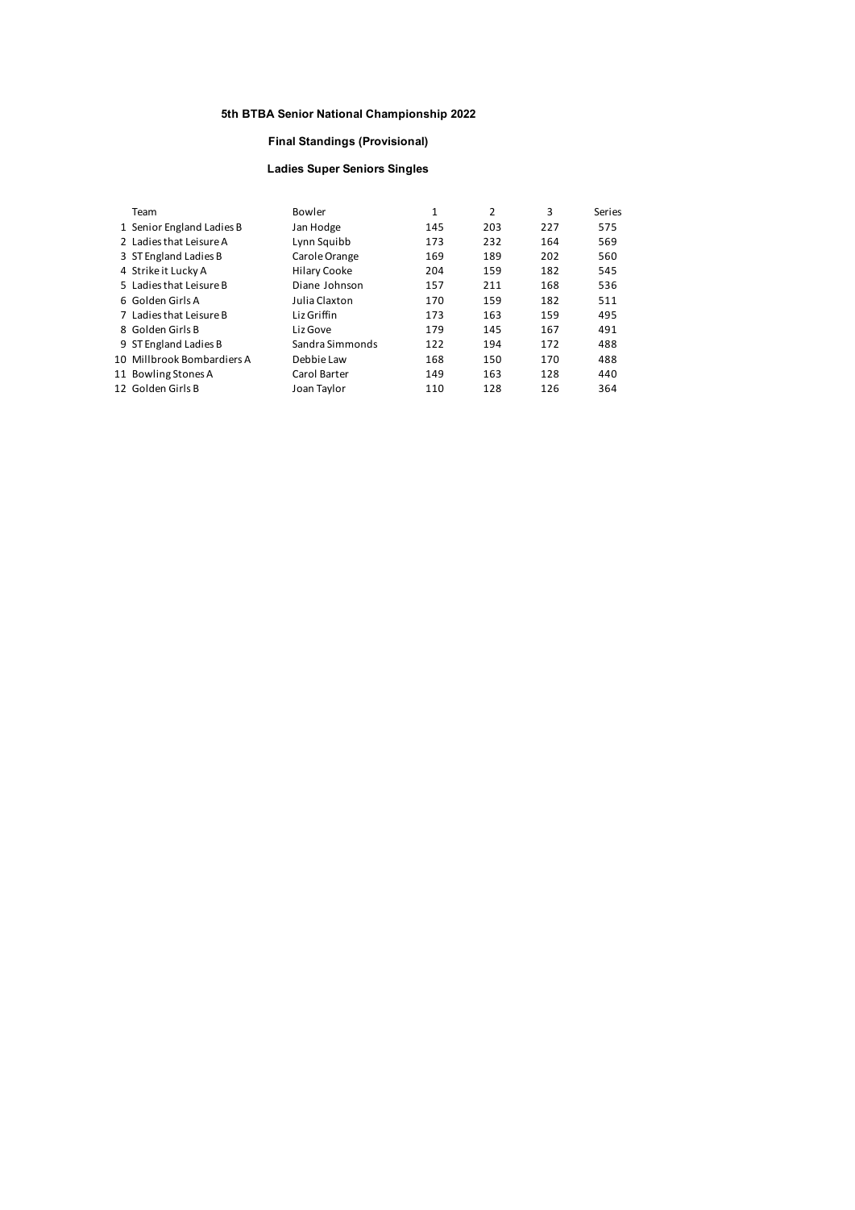**5th BTBA Senior National Championship 2022**

**Final Standings (Provisional)**

**Ladies Super Seniors Singles**

| | Team | Bowler | 1 | 2 | 3 | Series |
|---|---|---|---|---|---|---|
| 1 | Senior England Ladies B | Jan Hodge | 145 | 203 | 227 | 575 |
| 2 | Ladies that Leisure A | Lynn Squibb | 173 | 232 | 164 | 569 |
| 3 | ST England Ladies B | Carole Orange | 169 | 189 | 202 | 560 |
| 4 | Strike it Lucky A | Hilary Cooke | 204 | 159 | 182 | 545 |
| 5 | Ladies that Leisure B | Diane Johnson | 157 | 211 | 168 | 536 |
| 6 | Golden Girls A | Julia Claxton | 170 | 159 | 182 | 511 |
| 7 | Ladies that Leisure B | Liz Griffin | 173 | 163 | 159 | 495 |
| 8 | Golden Girls B | Liz Gove | 179 | 145 | 167 | 491 |
| 9 | ST England Ladies B | Sandra Simmonds | 122 | 194 | 172 | 488 |
| 10 | Millbrook Bombardiers A | Debbie Law | 168 | 150 | 170 | 488 |
| 11 | Bowling Stones A | Carol Barter | 149 | 163 | 128 | 440 |
| 12 | Golden Girls B | Joan Taylor | 110 | 128 | 126 | 364 |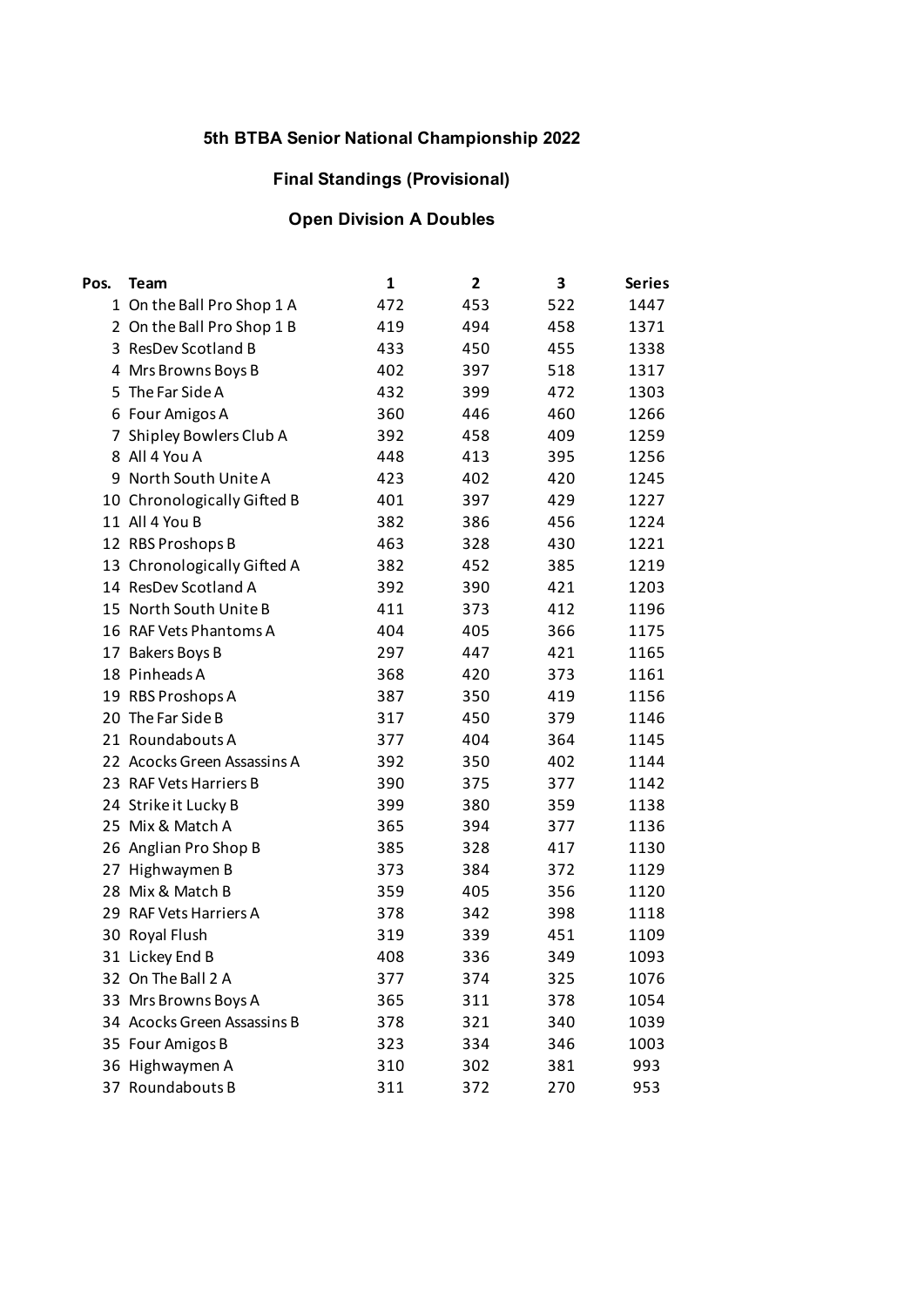## 5th BTBA Senior National Championship 2022

### Final Standings (Provisional)

### Open Division A Doubles

| Pos. | Team | 1 | 2 | 3 | Series |
|---|---|---|---|---|---|
| 1 | On the Ball Pro Shop 1 A | 472 | 453 | 522 | 1447 |
| 2 | On the Ball Pro Shop 1 B | 419 | 494 | 458 | 1371 |
| 3 | ResDev Scotland B | 433 | 450 | 455 | 1338 |
| 4 | Mrs Browns Boys B | 402 | 397 | 518 | 1317 |
| 5 | The Far Side A | 432 | 399 | 472 | 1303 |
| 6 | Four Amigos A | 360 | 446 | 460 | 1266 |
| 7 | Shipley Bowlers Club A | 392 | 458 | 409 | 1259 |
| 8 | All 4 You A | 448 | 413 | 395 | 1256 |
| 9 | North South Unite A | 423 | 402 | 420 | 1245 |
| 10 | Chronologically Gifted B | 401 | 397 | 429 | 1227 |
| 11 | All 4 You B | 382 | 386 | 456 | 1224 |
| 12 | RBS Proshops B | 463 | 328 | 430 | 1221 |
| 13 | Chronologically Gifted A | 382 | 452 | 385 | 1219 |
| 14 | ResDev Scotland A | 392 | 390 | 421 | 1203 |
| 15 | North South Unite B | 411 | 373 | 412 | 1196 |
| 16 | RAF Vets Phantoms A | 404 | 405 | 366 | 1175 |
| 17 | Bakers Boys B | 297 | 447 | 421 | 1165 |
| 18 | Pinheads A | 368 | 420 | 373 | 1161 |
| 19 | RBS Proshops A | 387 | 350 | 419 | 1156 |
| 20 | The Far Side B | 317 | 450 | 379 | 1146 |
| 21 | Roundabouts A | 377 | 404 | 364 | 1145 |
| 22 | Acocks Green Assassins A | 392 | 350 | 402 | 1144 |
| 23 | RAF Vets Harriers B | 390 | 375 | 377 | 1142 |
| 24 | Strike it Lucky B | 399 | 380 | 359 | 1138 |
| 25 | Mix & Match A | 365 | 394 | 377 | 1136 |
| 26 | Anglian Pro Shop B | 385 | 328 | 417 | 1130 |
| 27 | Highwaymen B | 373 | 384 | 372 | 1129 |
| 28 | Mix & Match B | 359 | 405 | 356 | 1120 |
| 29 | RAF Vets Harriers A | 378 | 342 | 398 | 1118 |
| 30 | Royal Flush | 319 | 339 | 451 | 1109 |
| 31 | Lickey End B | 408 | 336 | 349 | 1093 |
| 32 | On The Ball 2 A | 377 | 374 | 325 | 1076 |
| 33 | Mrs Browns Boys A | 365 | 311 | 378 | 1054 |
| 34 | Acocks Green Assassins B | 378 | 321 | 340 | 1039 |
| 35 | Four Amigos B | 323 | 334 | 346 | 1003 |
| 36 | Highwaymen A | 310 | 302 | 381 | 993 |
| 37 | Roundabouts B | 311 | 372 | 270 | 953 |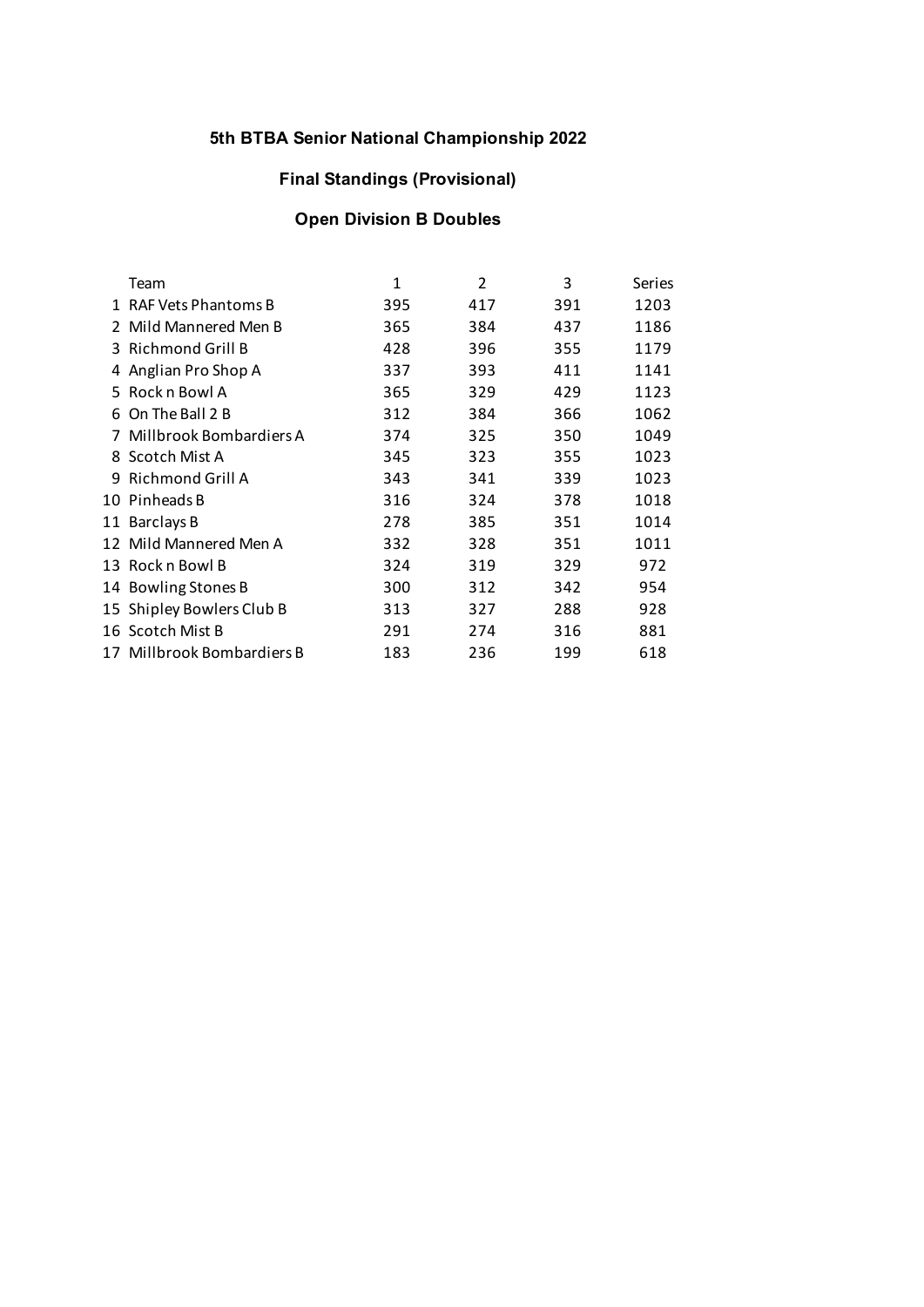# 5th BTBA Senior National Championship 2022

## Final Standings (Provisional)

## Open Division B Doubles

| | Team | 1 | 2 | 3 | Series |
|---|---|---|---|---|---|
| 1 | RAF Vets Phantoms B | 395 | 417 | 391 | 1203 |
| 2 | Mild Mannered Men B | 365 | 384 | 437 | 1186 |
| 3 | Richmond Grill B | 428 | 396 | 355 | 1179 |
| 4 | Anglian Pro Shop A | 337 | 393 | 411 | 1141 |
| 5 | Rock n Bowl A | 365 | 329 | 429 | 1123 |
| 6 | On The Ball 2 B | 312 | 384 | 366 | 1062 |
| 7 | Millbrook Bombardiers A | 374 | 325 | 350 | 1049 |
| 8 | Scotch Mist A | 345 | 323 | 355 | 1023 |
| 9 | Richmond Grill A | 343 | 341 | 339 | 1023 |
| 10 | Pinheads B | 316 | 324 | 378 | 1018 |
| 11 | Barclays B | 278 | 385 | 351 | 1014 |
| 12 | Mild Mannered Men A | 332 | 328 | 351 | 1011 |
| 13 | Rock n Bowl B | 324 | 319 | 329 | 972 |
| 14 | Bowling Stones B | 300 | 312 | 342 | 954 |
| 15 | Shipley Bowlers Club B | 313 | 327 | 288 | 928 |
| 16 | Scotch Mist B | 291 | 274 | 316 | 881 |
| 17 | Millbrook Bombardiers B | 183 | 236 | 199 | 618 |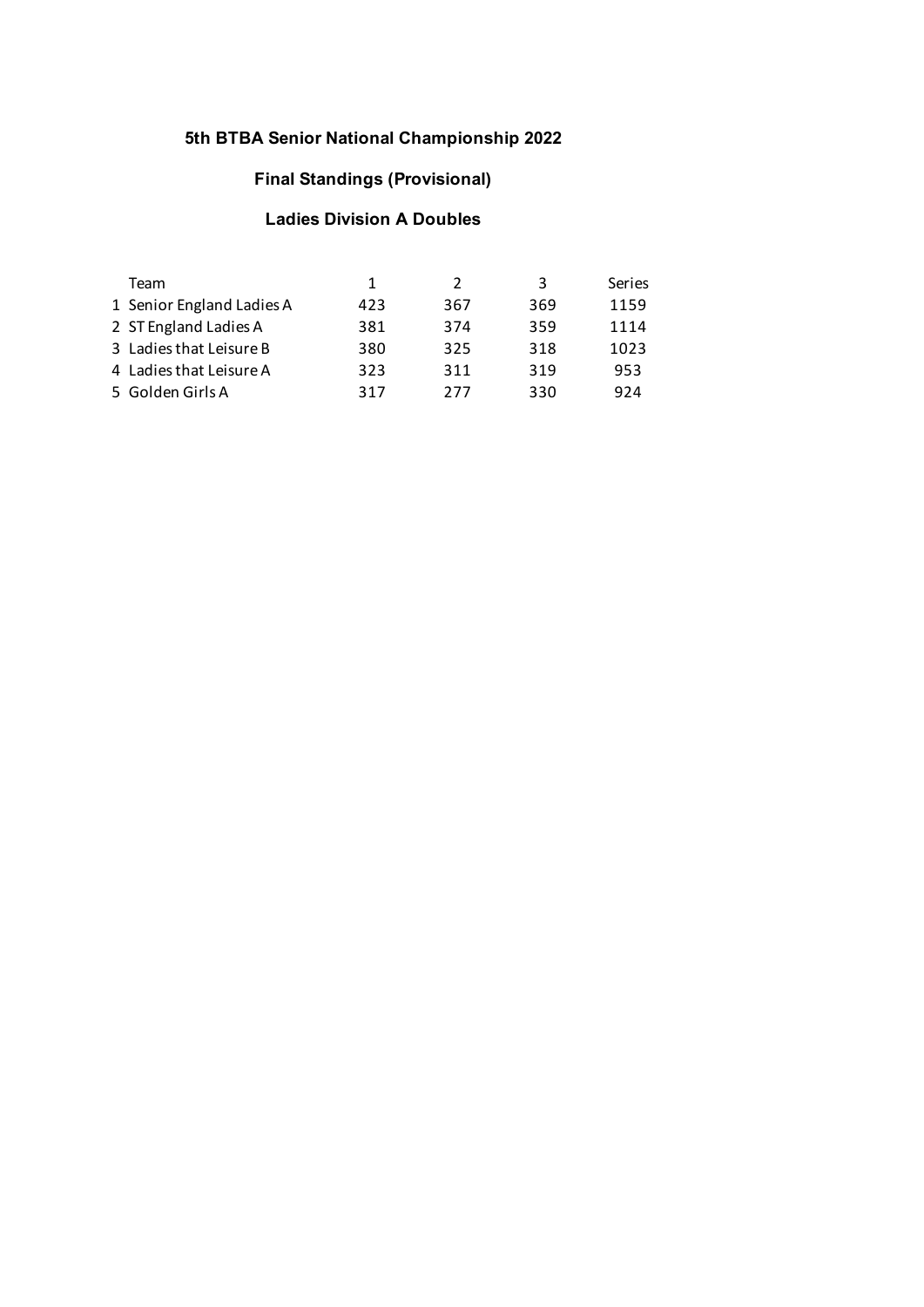# 5th BTBA Senior National Championship 2022

## Final Standings (Provisional)

### Ladies Division A Doubles

| | Team | 1 | 2 | 3 | Series |
|---|---|---|---|---|---|
| 1 | Senior England Ladies A | 423 | 367 | 369 | 1159 |
| 2 | ST England Ladies A | 381 | 374 | 359 | 1114 |
| 3 | Ladies that Leisure B | 380 | 325 | 318 | 1023 |
| 4 | Ladies that Leisure A | 323 | 311 | 319 | 953 |
| 5 | Golden Girls A | 317 | 277 | 330 | 924 |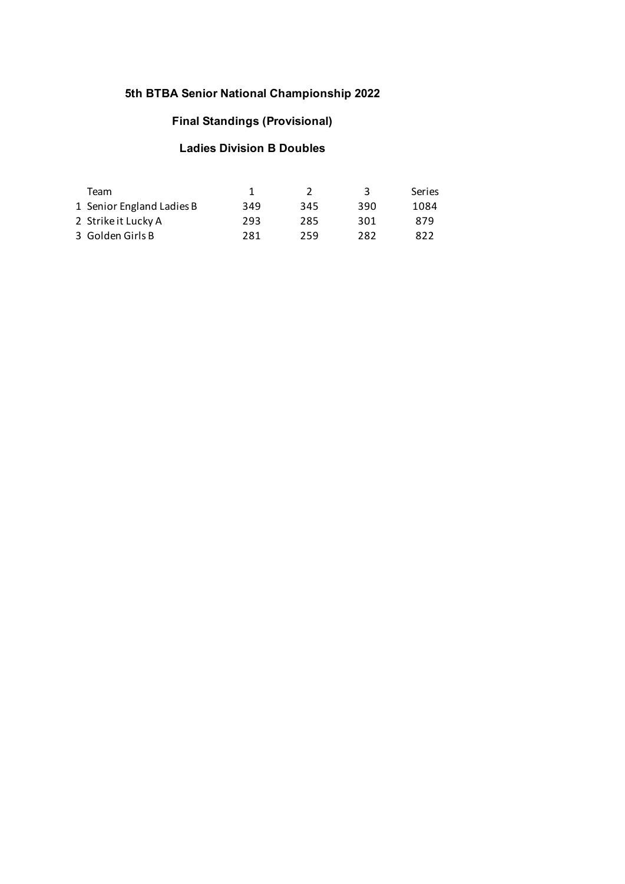# 5th BTBA Senior National Championship 2022

## Final Standings (Provisional)

### Ladies Division B Doubles

| | Team | 1 | 2 | 3 | Series |
|---|---|---|---|---|---|
| 1 | Senior England Ladies B | 349 | 345 | 390 | 1084 |
| 2 | Strike it Lucky A | 293 | 285 | 301 | 879 |
| 3 | Golden Girls B | 281 | 259 | 282 | 822 |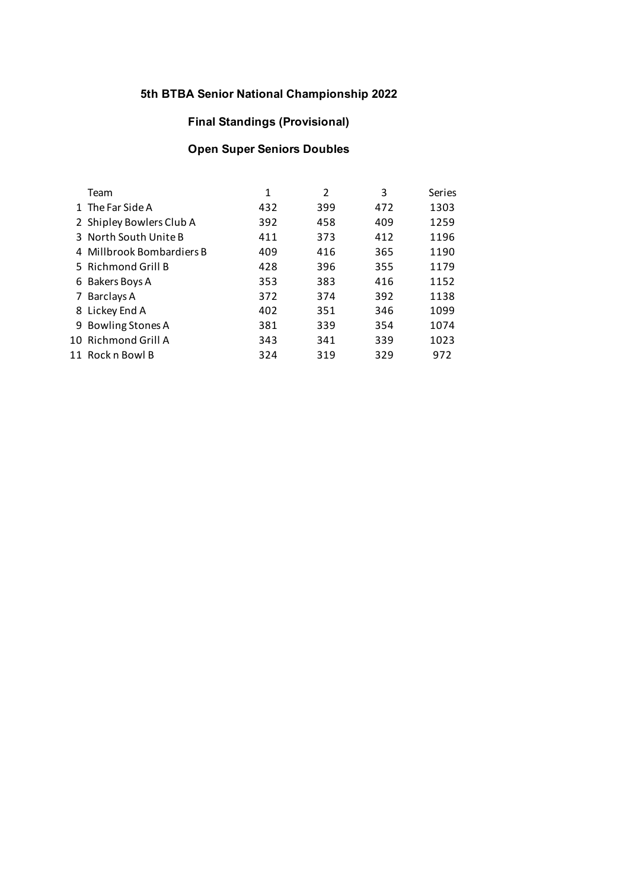## 5th BTBA Senior National Championship 2022

### Final Standings (Provisional)

### Open Super Seniors Doubles

| | Team | 1 | 2 | 3 | Series |
|---|---|---|---|---|---|
| 1 | The Far Side A | 432 | 399 | 472 | 1303 |
| 2 | Shipley Bowlers Club A | 392 | 458 | 409 | 1259 |
| 3 | North South Unite B | 411 | 373 | 412 | 1196 |
| 4 | Millbrook Bombardiers B | 409 | 416 | 365 | 1190 |
| 5 | Richmond Grill B | 428 | 396 | 355 | 1179 |
| 6 | Bakers Boys A | 353 | 383 | 416 | 1152 |
| 7 | Barclays A | 372 | 374 | 392 | 1138 |
| 8 | Lickey End A | 402 | 351 | 346 | 1099 |
| 9 | Bowling Stones A | 381 | 339 | 354 | 1074 |
| 10 | Richmond Grill A | 343 | 341 | 339 | 1023 |
| 11 | Rock n Bowl B | 324 | 319 | 329 | 972 |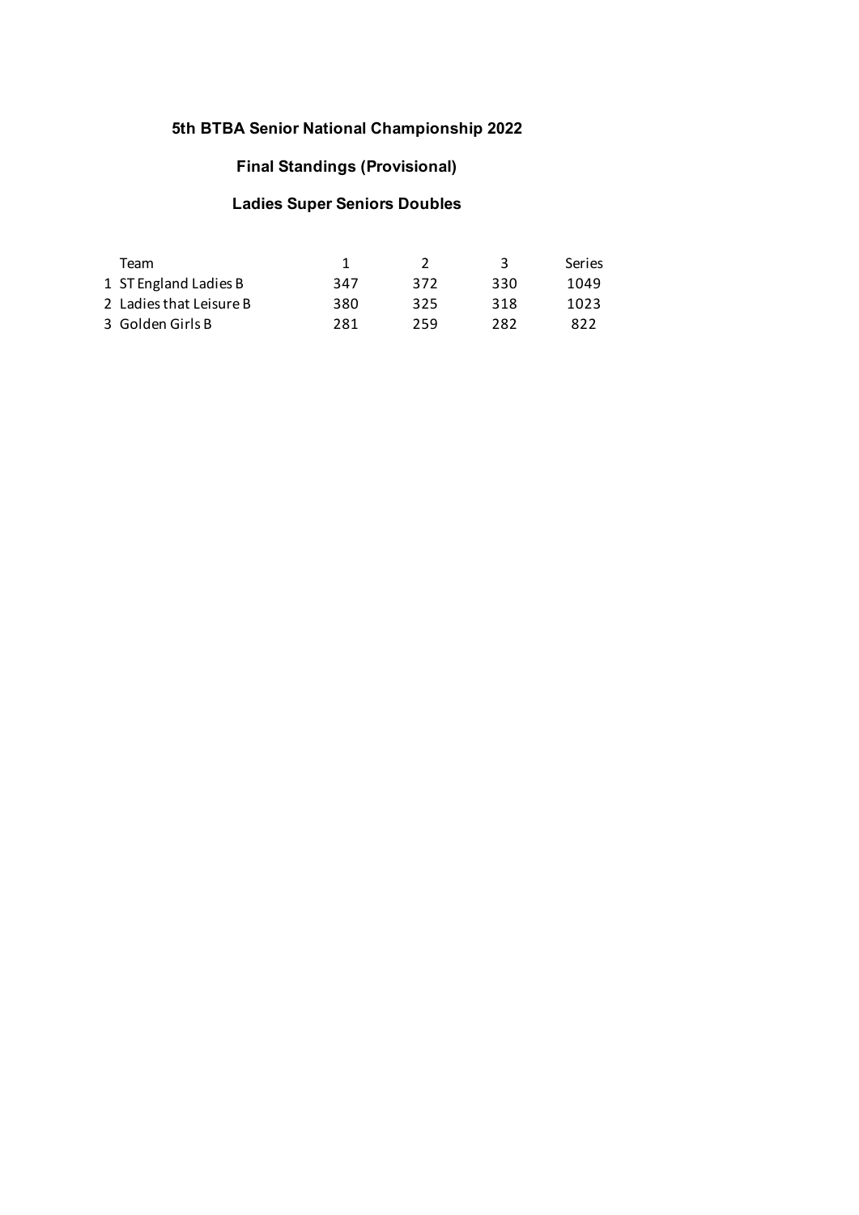# 5th BTBA Senior National Championship 2022

## Final Standings (Provisional)

## Ladies Super Seniors Doubles

| | Team | 1 | 2 | 3 | Series |
|---|---|---|---|---|---|
| 1 | ST England Ladies B | 347 | 372 | 330 | 1049 |
| 2 | Ladies that Leisure B | 380 | 325 | 318 | 1023 |
| 3 | Golden Girls B | 281 | 259 | 282 | 822 |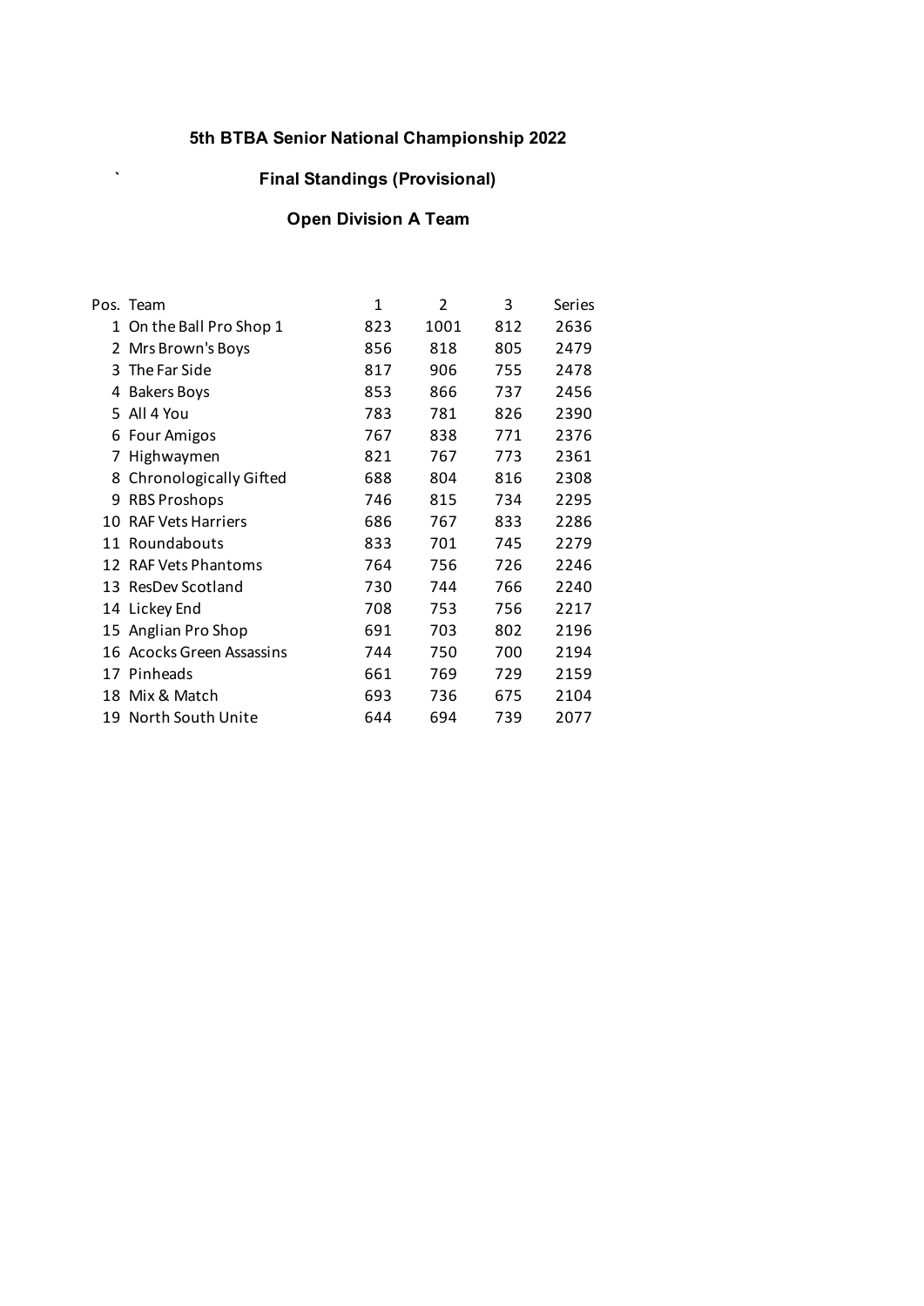# 5th BTBA Senior National Championship 2022

## `                    Final Standings (Provisional)

## Open Division A Team

| Pos. | Team | 1 | 2 | 3 | Series |
|---|---|---|---|---|---|
| 1 | On the Ball Pro Shop 1 | 823 | 1001 | 812 | 2636 |
| 2 | Mrs Brown's Boys | 856 | 818 | 805 | 2479 |
| 3 | The Far Side | 817 | 906 | 755 | 2478 |
| 4 | Bakers Boys | 853 | 866 | 737 | 2456 |
| 5 | All 4 You | 783 | 781 | 826 | 2390 |
| 6 | Four Amigos | 767 | 838 | 771 | 2376 |
| 7 | Highwaymen | 821 | 767 | 773 | 2361 |
| 8 | Chronologically Gifted | 688 | 804 | 816 | 2308 |
| 9 | RBS Proshops | 746 | 815 | 734 | 2295 |
| 10 | RAF Vets Harriers | 686 | 767 | 833 | 2286 |
| 11 | Roundabouts | 833 | 701 | 745 | 2279 |
| 12 | RAF Vets Phantoms | 764 | 756 | 726 | 2246 |
| 13 | ResDev Scotland | 730 | 744 | 766 | 2240 |
| 14 | Lickey End | 708 | 753 | 756 | 2217 |
| 15 | Anglian Pro Shop | 691 | 703 | 802 | 2196 |
| 16 | Acocks Green Assassins | 744 | 750 | 700 | 2194 |
| 17 | Pinheads | 661 | 769 | 729 | 2159 |
| 18 | Mix & Match | 693 | 736 | 675 | 2104 |
| 19 | North South Unite | 644 | 694 | 739 | 2077 |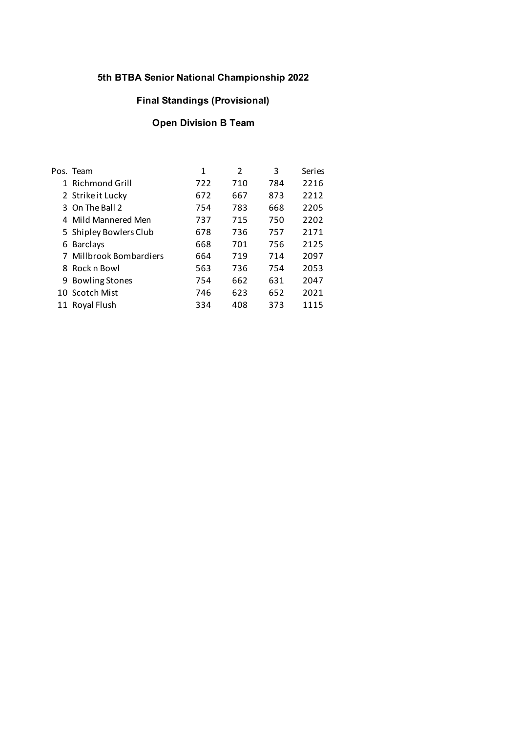# 5th BTBA Senior National Championship 2022

## Final Standings (Provisional)

## Open Division B Team

| Pos. | Team | 1 | 2 | 3 | Series |
|---|---|---|---|---|---|
| 1 | Richmond Grill | 722 | 710 | 784 | 2216 |
| 2 | Strike it Lucky | 672 | 667 | 873 | 2212 |
| 3 | On The Ball 2 | 754 | 783 | 668 | 2205 |
| 4 | Mild Mannered Men | 737 | 715 | 750 | 2202 |
| 5 | Shipley Bowlers Club | 678 | 736 | 757 | 2171 |
| 6 | Barclays | 668 | 701 | 756 | 2125 |
| 7 | Millbrook Bombardiers | 664 | 719 | 714 | 2097 |
| 8 | Rock n Bowl | 563 | 736 | 754 | 2053 |
| 9 | Bowling Stones | 754 | 662 | 631 | 2047 |
| 10 | Scotch Mist | 746 | 623 | 652 | 2021 |
| 11 | Royal Flush | 334 | 408 | 373 | 1115 |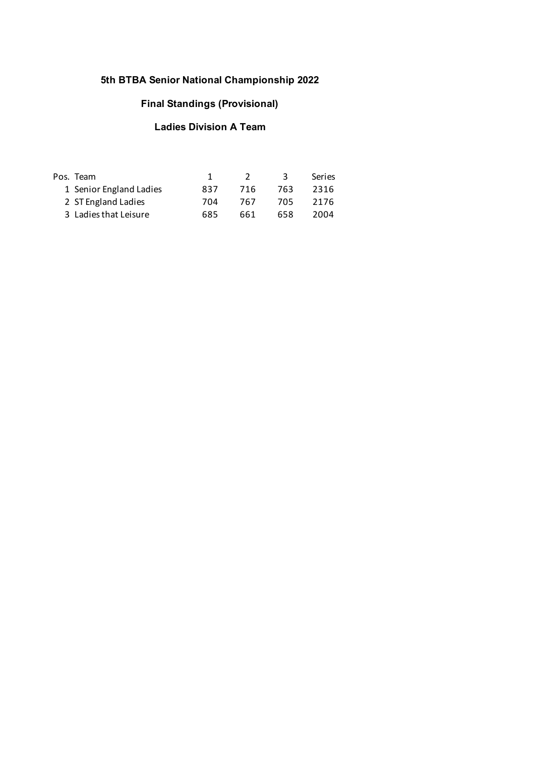## 5th BTBA Senior National Championship 2022

### Final Standings (Provisional)

### Ladies Division A Team

| Pos. | Team | 1 | 2 | 3 | Series |
|---|---|---|---|---|---|
| 1 | Senior England Ladies | 837 | 716 | 763 | 2316 |
| 2 | ST England Ladies | 704 | 767 | 705 | 2176 |
| 3 | Ladies that Leisure | 685 | 661 | 658 | 2004 |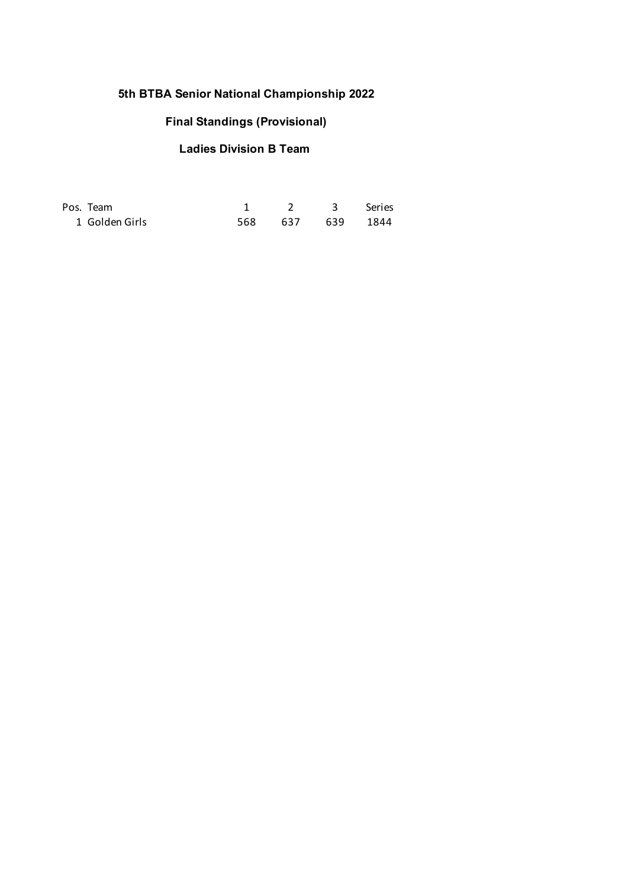# 5th BTBA Senior National Championship 2022

## Final Standings (Provisional)

### Ladies Division B Team

| Pos. | Team | 1 | 2 | 3 | Series |
|---|---|---|---|---|---|
| 1 | Golden Girls | 568 | 637 | 639 | 1844 |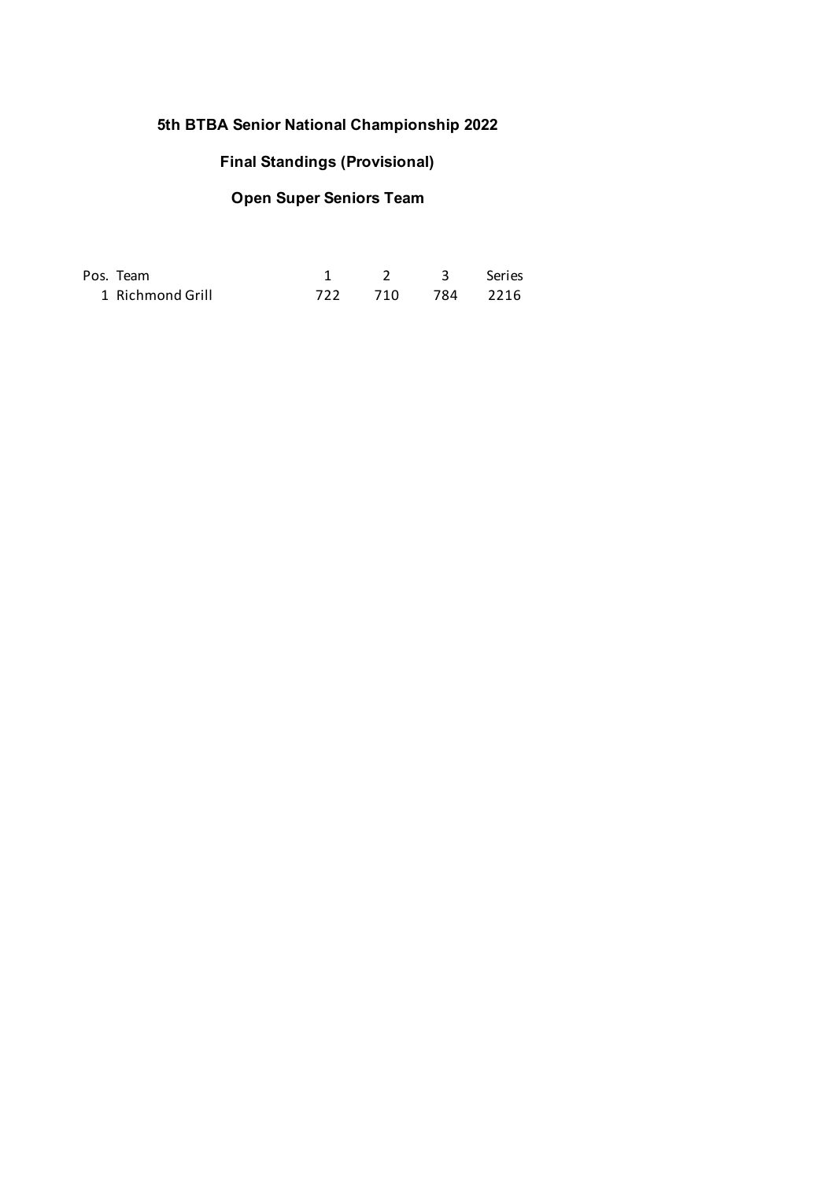# 5th BTBA Senior National Championship 2022

## Final Standings (Provisional)

## Open Super Seniors Team

| Pos. | Team | 1 | 2 | 3 | Series |
|---|---|---|---|---|---|
| 1 | Richmond Grill | 722 | 710 | 784 | 2216 |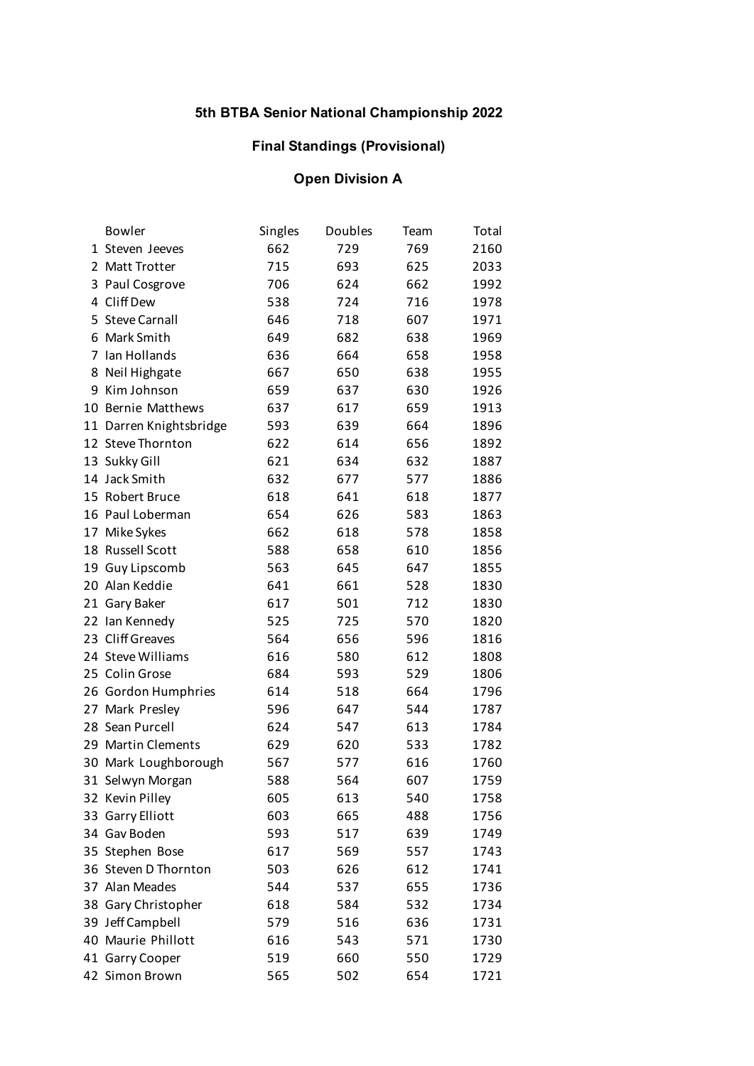## 5th BTBA Senior National Championship 2022

### Final Standings (Provisional)

### Open Division A

| | Bowler | Singles | Doubles | Team | Total |
|---|---|---|---|---|---|
| 1 | Steven Jeeves | 662 | 729 | 769 | 2160 |
| 2 | Matt Trotter | 715 | 693 | 625 | 2033 |
| 3 | Paul Cosgrove | 706 | 624 | 662 | 1992 |
| 4 | Cliff Dew | 538 | 724 | 716 | 1978 |
| 5 | Steve Carnall | 646 | 718 | 607 | 1971 |
| 6 | Mark Smith | 649 | 682 | 638 | 1969 |
| 7 | Ian Hollands | 636 | 664 | 658 | 1958 |
| 8 | Neil Highgate | 667 | 650 | 638 | 1955 |
| 9 | Kim Johnson | 659 | 637 | 630 | 1926 |
| 10 | Bernie Matthews | 637 | 617 | 659 | 1913 |
| 11 | Darren Knightsbridge | 593 | 639 | 664 | 1896 |
| 12 | Steve Thornton | 622 | 614 | 656 | 1892 |
| 13 | Sukky Gill | 621 | 634 | 632 | 1887 |
| 14 | Jack Smith | 632 | 677 | 577 | 1886 |
| 15 | Robert Bruce | 618 | 641 | 618 | 1877 |
| 16 | Paul Loberman | 654 | 626 | 583 | 1863 |
| 17 | Mike Sykes | 662 | 618 | 578 | 1858 |
| 18 | Russell Scott | 588 | 658 | 610 | 1856 |
| 19 | Guy Lipscomb | 563 | 645 | 647 | 1855 |
| 20 | Alan Keddie | 641 | 661 | 528 | 1830 |
| 21 | Gary Baker | 617 | 501 | 712 | 1830 |
| 22 | Ian Kennedy | 525 | 725 | 570 | 1820 |
| 23 | Cliff Greaves | 564 | 656 | 596 | 1816 |
| 24 | Steve Williams | 616 | 580 | 612 | 1808 |
| 25 | Colin Grose | 684 | 593 | 529 | 1806 |
| 26 | Gordon Humphries | 614 | 518 | 664 | 1796 |
| 27 | Mark Presley | 596 | 647 | 544 | 1787 |
| 28 | Sean Purcell | 624 | 547 | 613 | 1784 |
| 29 | Martin Clements | 629 | 620 | 533 | 1782 |
| 30 | Mark Loughborough | 567 | 577 | 616 | 1760 |
| 31 | Selwyn Morgan | 588 | 564 | 607 | 1759 |
| 32 | Kevin Pilley | 605 | 613 | 540 | 1758 |
| 33 | Garry Elliott | 603 | 665 | 488 | 1756 |
| 34 | Gav Boden | 593 | 517 | 639 | 1749 |
| 35 | Stephen Bose | 617 | 569 | 557 | 1743 |
| 36 | Steven D Thornton | 503 | 626 | 612 | 1741 |
| 37 | Alan Meades | 544 | 537 | 655 | 1736 |
| 38 | Gary Christopher | 618 | 584 | 532 | 1734 |
| 39 | Jeff Campbell | 579 | 516 | 636 | 1731 |
| 40 | Maurie Phillott | 616 | 543 | 571 | 1730 |
| 41 | Garry Cooper | 519 | 660 | 550 | 1729 |
| 42 | Simon Brown | 565 | 502 | 654 | 1721 |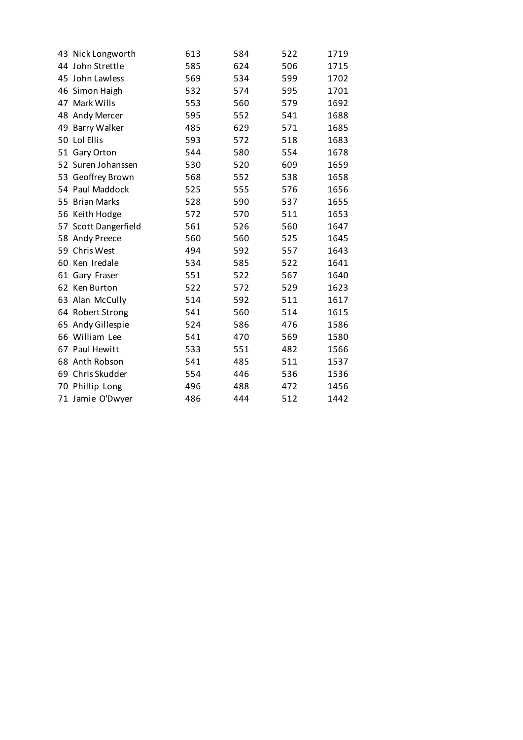| | | | | | |
|---|---|---|---|---|---|
| 43 | Nick Longworth | 613 | 584 | 522 | 1719 |
| 44 | John Strettle | 585 | 624 | 506 | 1715 |
| 45 | John Lawless | 569 | 534 | 599 | 1702 |
| 46 | Simon Haigh | 532 | 574 | 595 | 1701 |
| 47 | Mark Wills | 553 | 560 | 579 | 1692 |
| 48 | Andy Mercer | 595 | 552 | 541 | 1688 |
| 49 | Barry Walker | 485 | 629 | 571 | 1685 |
| 50 | Lol Ellis | 593 | 572 | 518 | 1683 |
| 51 | Gary Orton | 544 | 580 | 554 | 1678 |
| 52 | Suren Johanssen | 530 | 520 | 609 | 1659 |
| 53 | Geoffrey Brown | 568 | 552 | 538 | 1658 |
| 54 | Paul Maddock | 525 | 555 | 576 | 1656 |
| 55 | Brian Marks | 528 | 590 | 537 | 1655 |
| 56 | Keith Hodge | 572 | 570 | 511 | 1653 |
| 57 | Scott Dangerfield | 561 | 526 | 560 | 1647 |
| 58 | Andy Preece | 560 | 560 | 525 | 1645 |
| 59 | Chris West | 494 | 592 | 557 | 1643 |
| 60 | Ken Iredale | 534 | 585 | 522 | 1641 |
| 61 | Gary Fraser | 551 | 522 | 567 | 1640 |
| 62 | Ken Burton | 522 | 572 | 529 | 1623 |
| 63 | Alan McCully | 514 | 592 | 511 | 1617 |
| 64 | Robert Strong | 541 | 560 | 514 | 1615 |
| 65 | Andy Gillespie | 524 | 586 | 476 | 1586 |
| 66 | William Lee | 541 | 470 | 569 | 1580 |
| 67 | Paul Hewitt | 533 | 551 | 482 | 1566 |
| 68 | Anth Robson | 541 | 485 | 511 | 1537 |
| 69 | Chris Skudder | 554 | 446 | 536 | 1536 |
| 70 | Phillip Long | 496 | 488 | 472 | 1456 |
| 71 | Jamie O'Dwyer | 486 | 444 | 512 | 1442 |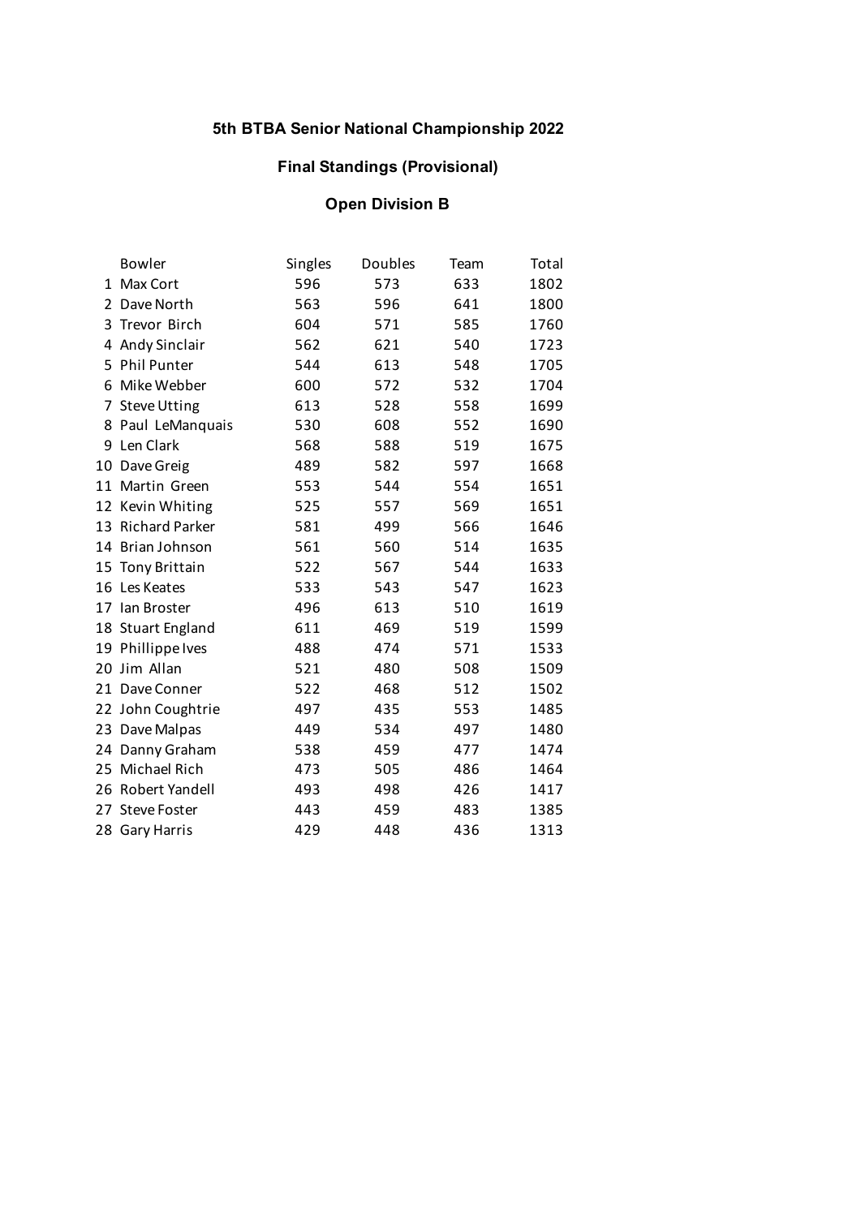# 5th BTBA Senior National Championship 2022

## Final Standings (Provisional)

### Open Division B

| | Bowler | Singles | Doubles | Team | Total |
|---|---|---|---|---|---|
| 1 | Max Cort | 596 | 573 | 633 | 1802 |
| 2 | Dave North | 563 | 596 | 641 | 1800 |
| 3 | Trevor Birch | 604 | 571 | 585 | 1760 |
| 4 | Andy Sinclair | 562 | 621 | 540 | 1723 |
| 5 | Phil Punter | 544 | 613 | 548 | 1705 |
| 6 | Mike Webber | 600 | 572 | 532 | 1704 |
| 7 | Steve Utting | 613 | 528 | 558 | 1699 |
| 8 | Paul LeManquais | 530 | 608 | 552 | 1690 |
| 9 | Len Clark | 568 | 588 | 519 | 1675 |
| 10 | Dave Greig | 489 | 582 | 597 | 1668 |
| 11 | Martin Green | 553 | 544 | 554 | 1651 |
| 12 | Kevin Whiting | 525 | 557 | 569 | 1651 |
| 13 | Richard Parker | 581 | 499 | 566 | 1646 |
| 14 | Brian Johnson | 561 | 560 | 514 | 1635 |
| 15 | Tony Brittain | 522 | 567 | 544 | 1633 |
| 16 | Les Keates | 533 | 543 | 547 | 1623 |
| 17 | Ian Broster | 496 | 613 | 510 | 1619 |
| 18 | Stuart England | 611 | 469 | 519 | 1599 |
| 19 | Phillippe Ives | 488 | 474 | 571 | 1533 |
| 20 | Jim Allan | 521 | 480 | 508 | 1509 |
| 21 | Dave Conner | 522 | 468 | 512 | 1502 |
| 22 | John Coughtrie | 497 | 435 | 553 | 1485 |
| 23 | Dave Malpas | 449 | 534 | 497 | 1480 |
| 24 | Danny Graham | 538 | 459 | 477 | 1474 |
| 25 | Michael Rich | 473 | 505 | 486 | 1464 |
| 26 | Robert Yandell | 493 | 498 | 426 | 1417 |
| 27 | Steve Foster | 443 | 459 | 483 | 1385 |
| 28 | Gary Harris | 429 | 448 | 436 | 1313 |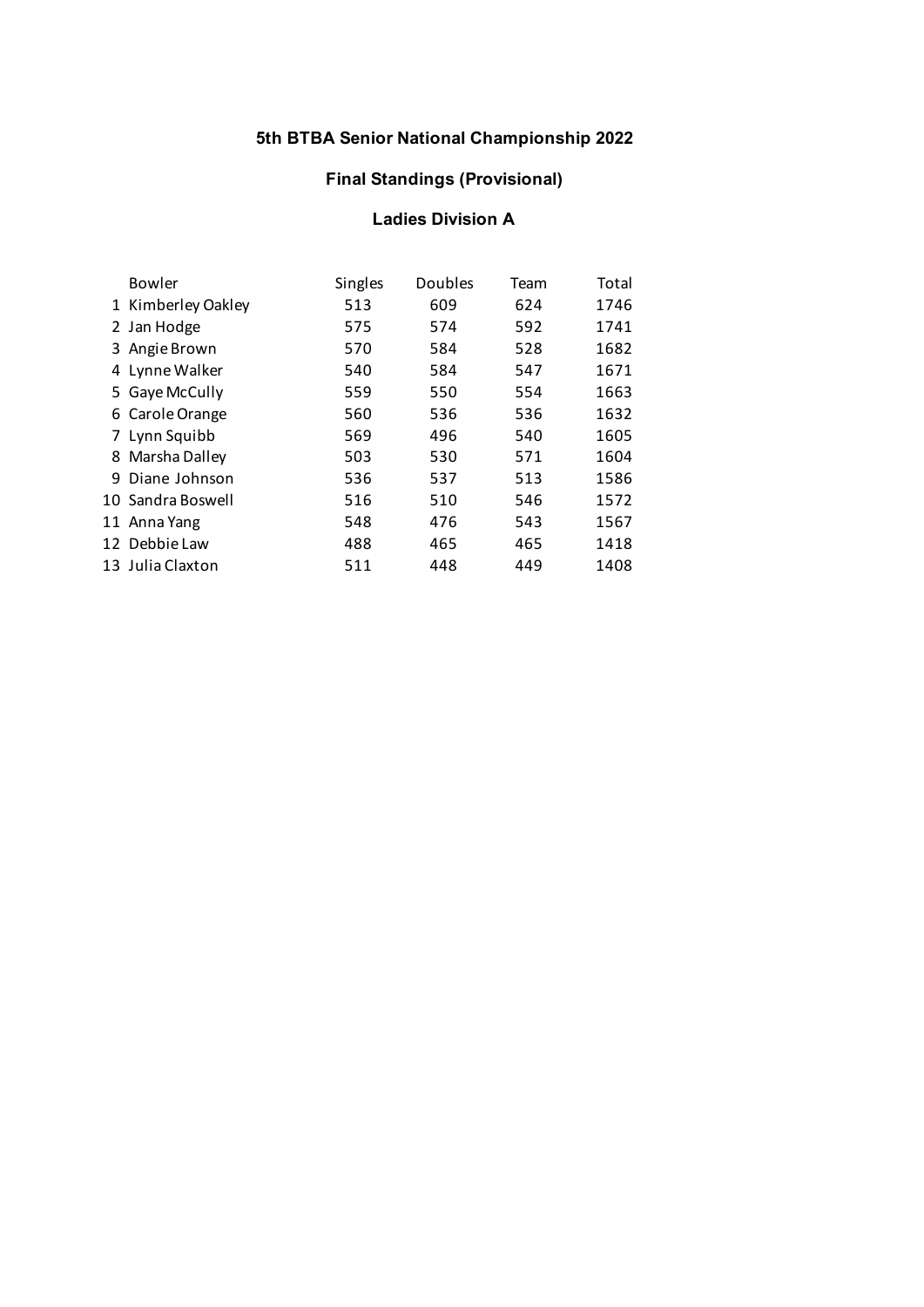# 5th BTBA Senior National Championship 2022

## Final Standings (Provisional)

### Ladies Division A

| | Bowler | Singles | Doubles | Team | Total |
|---|---|---|---|---|---|
| 1 | Kimberley Oakley | 513 | 609 | 624 | 1746 |
| 2 | Jan Hodge | 575 | 574 | 592 | 1741 |
| 3 | Angie Brown | 570 | 584 | 528 | 1682 |
| 4 | Lynne Walker | 540 | 584 | 547 | 1671 |
| 5 | Gaye McCully | 559 | 550 | 554 | 1663 |
| 6 | Carole Orange | 560 | 536 | 536 | 1632 |
| 7 | Lynn Squibb | 569 | 496 | 540 | 1605 |
| 8 | Marsha Dalley | 503 | 530 | 571 | 1604 |
| 9 | Diane Johnson | 536 | 537 | 513 | 1586 |
| 10 | Sandra Boswell | 516 | 510 | 546 | 1572 |
| 11 | Anna Yang | 548 | 476 | 543 | 1567 |
| 12 | Debbie Law | 488 | 465 | 465 | 1418 |
| 13 | Julia Claxton | 511 | 448 | 449 | 1408 |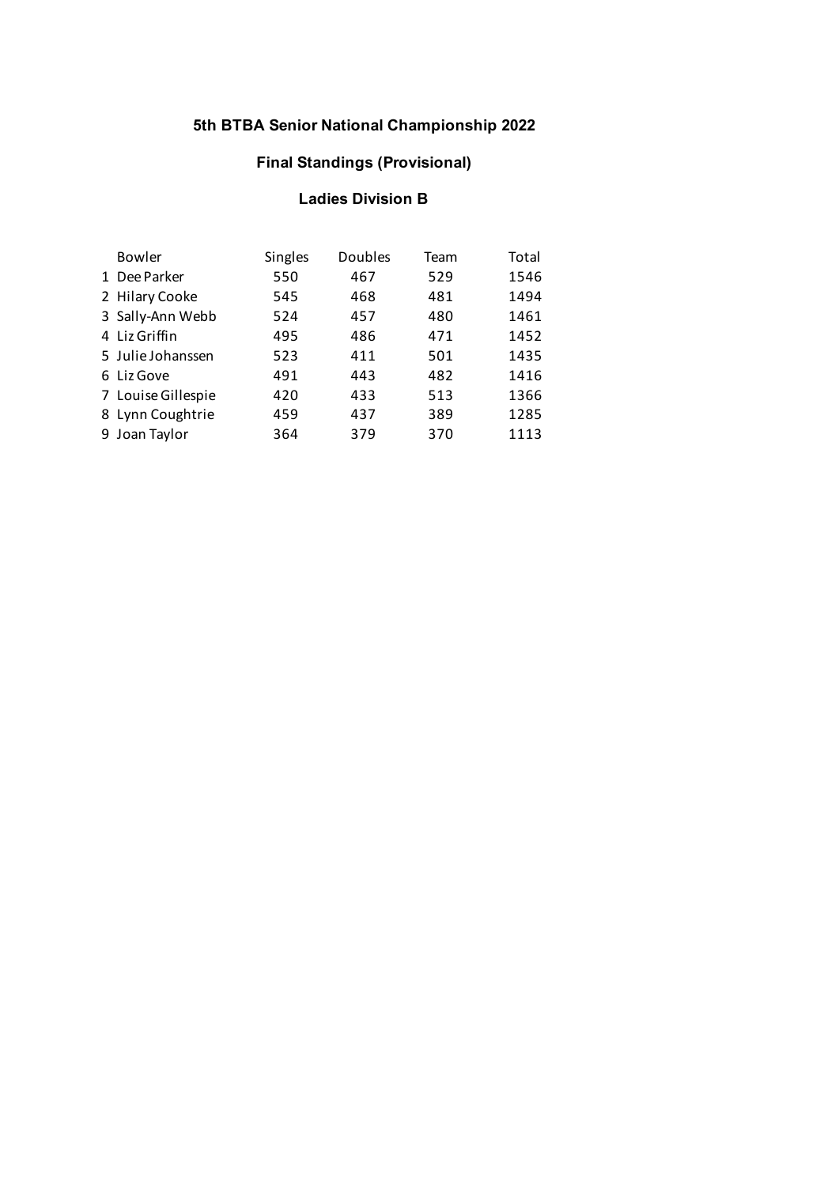### 5th BTBA Senior National Championship 2022

### Final Standings (Provisional)

### Ladies Division B

| | Bowler | Singles | Doubles | Team | Total |
|---|---|---|---|---|---|
| 1 | Dee Parker | 550 | 467 | 529 | 1546 |
| 2 | Hilary Cooke | 545 | 468 | 481 | 1494 |
| 3 | Sally-Ann Webb | 524 | 457 | 480 | 1461 |
| 4 | Liz Griffin | 495 | 486 | 471 | 1452 |
| 5 | Julie Johanssen | 523 | 411 | 501 | 1435 |
| 6 | Liz Gove | 491 | 443 | 482 | 1416 |
| 7 | Louise Gillespie | 420 | 433 | 513 | 1366 |
| 8 | Lynn Coughtrie | 459 | 437 | 389 | 1285 |
| 9 | Joan Taylor | 364 | 379 | 370 | 1113 |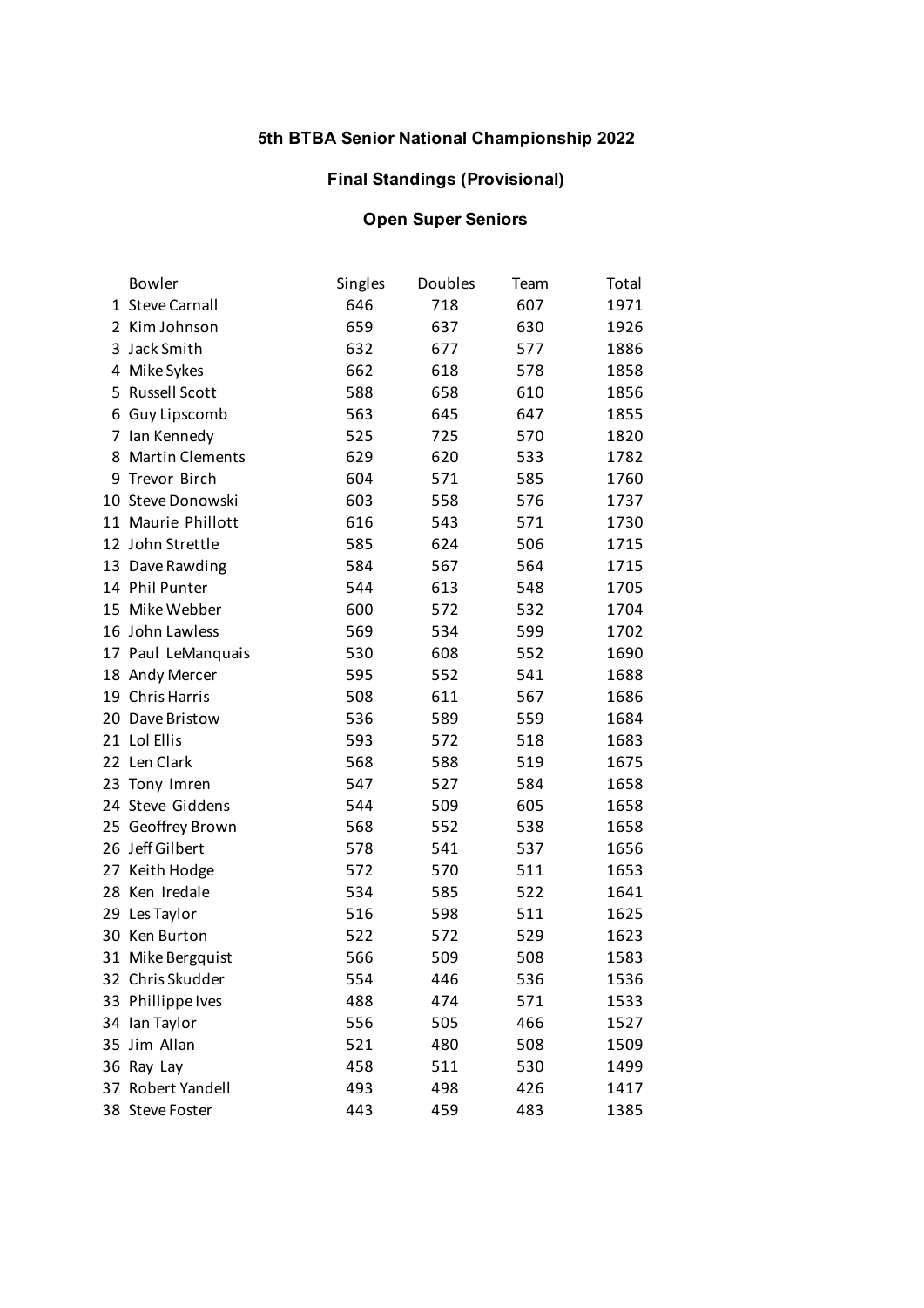## 5th BTBA Senior National Championship 2022

### Final Standings (Provisional)

### Open Super Seniors

| | Bowler | Singles | Doubles | Team | Total |
|---|---|---|---|---|---|
| 1 | Steve Carnall | 646 | 718 | 607 | 1971 |
| 2 | Kim Johnson | 659 | 637 | 630 | 1926 |
| 3 | Jack Smith | 632 | 677 | 577 | 1886 |
| 4 | Mike Sykes | 662 | 618 | 578 | 1858 |
| 5 | Russell Scott | 588 | 658 | 610 | 1856 |
| 6 | Guy Lipscomb | 563 | 645 | 647 | 1855 |
| 7 | Ian Kennedy | 525 | 725 | 570 | 1820 |
| 8 | Martin Clements | 629 | 620 | 533 | 1782 |
| 9 | Trevor Birch | 604 | 571 | 585 | 1760 |
| 10 | Steve Donowski | 603 | 558 | 576 | 1737 |
| 11 | Maurie Phillott | 616 | 543 | 571 | 1730 |
| 12 | John Strettle | 585 | 624 | 506 | 1715 |
| 13 | Dave Rawding | 584 | 567 | 564 | 1715 |
| 14 | Phil Punter | 544 | 613 | 548 | 1705 |
| 15 | Mike Webber | 600 | 572 | 532 | 1704 |
| 16 | John Lawless | 569 | 534 | 599 | 1702 |
| 17 | Paul LeManquais | 530 | 608 | 552 | 1690 |
| 18 | Andy Mercer | 595 | 552 | 541 | 1688 |
| 19 | Chris Harris | 508 | 611 | 567 | 1686 |
| 20 | Dave Bristow | 536 | 589 | 559 | 1684 |
| 21 | Lol Ellis | 593 | 572 | 518 | 1683 |
| 22 | Len Clark | 568 | 588 | 519 | 1675 |
| 23 | Tony Imren | 547 | 527 | 584 | 1658 |
| 24 | Steve Giddens | 544 | 509 | 605 | 1658 |
| 25 | Geoffrey Brown | 568 | 552 | 538 | 1658 |
| 26 | Jeff Gilbert | 578 | 541 | 537 | 1656 |
| 27 | Keith Hodge | 572 | 570 | 511 | 1653 |
| 28 | Ken Iredale | 534 | 585 | 522 | 1641 |
| 29 | Les Taylor | 516 | 598 | 511 | 1625 |
| 30 | Ken Burton | 522 | 572 | 529 | 1623 |
| 31 | Mike Bergquist | 566 | 509 | 508 | 1583 |
| 32 | Chris Skudder | 554 | 446 | 536 | 1536 |
| 33 | Phillippe Ives | 488 | 474 | 571 | 1533 |
| 34 | Ian Taylor | 556 | 505 | 466 | 1527 |
| 35 | Jim Allan | 521 | 480 | 508 | 1509 |
| 36 | Ray Lay | 458 | 511 | 530 | 1499 |
| 37 | Robert Yandell | 493 | 498 | 426 | 1417 |
| 38 | Steve Foster | 443 | 459 | 483 | 1385 |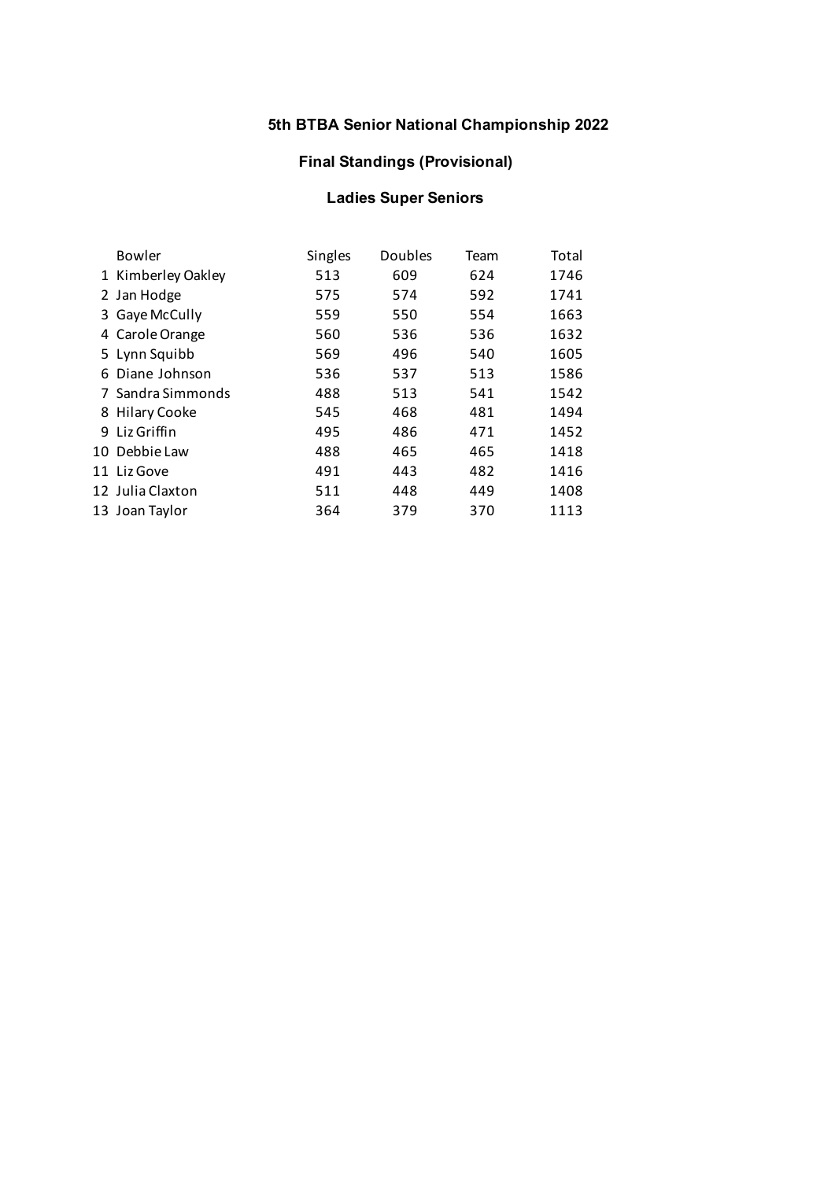### 5th BTBA Senior National Championship 2022

### Final Standings (Provisional)

### Ladies Super Seniors

| | Bowler | Singles | Doubles | Team | Total |
|---|---|---|---|---|---|
| 1 | Kimberley Oakley | 513 | 609 | 624 | 1746 |
| 2 | Jan Hodge | 575 | 574 | 592 | 1741 |
| 3 | Gaye McCully | 559 | 550 | 554 | 1663 |
| 4 | Carole Orange | 560 | 536 | 536 | 1632 |
| 5 | Lynn Squibb | 569 | 496 | 540 | 1605 |
| 6 | Diane Johnson | 536 | 537 | 513 | 1586 |
| 7 | Sandra Simmonds | 488 | 513 | 541 | 1542 |
| 8 | Hilary Cooke | 545 | 468 | 481 | 1494 |
| 9 | Liz Griffin | 495 | 486 | 471 | 1452 |
| 10 | Debbie Law | 488 | 465 | 465 | 1418 |
| 11 | Liz Gove | 491 | 443 | 482 | 1416 |
| 12 | Julia Claxton | 511 | 448 | 449 | 1408 |
| 13 | Joan Taylor | 364 | 379 | 370 | 1113 |